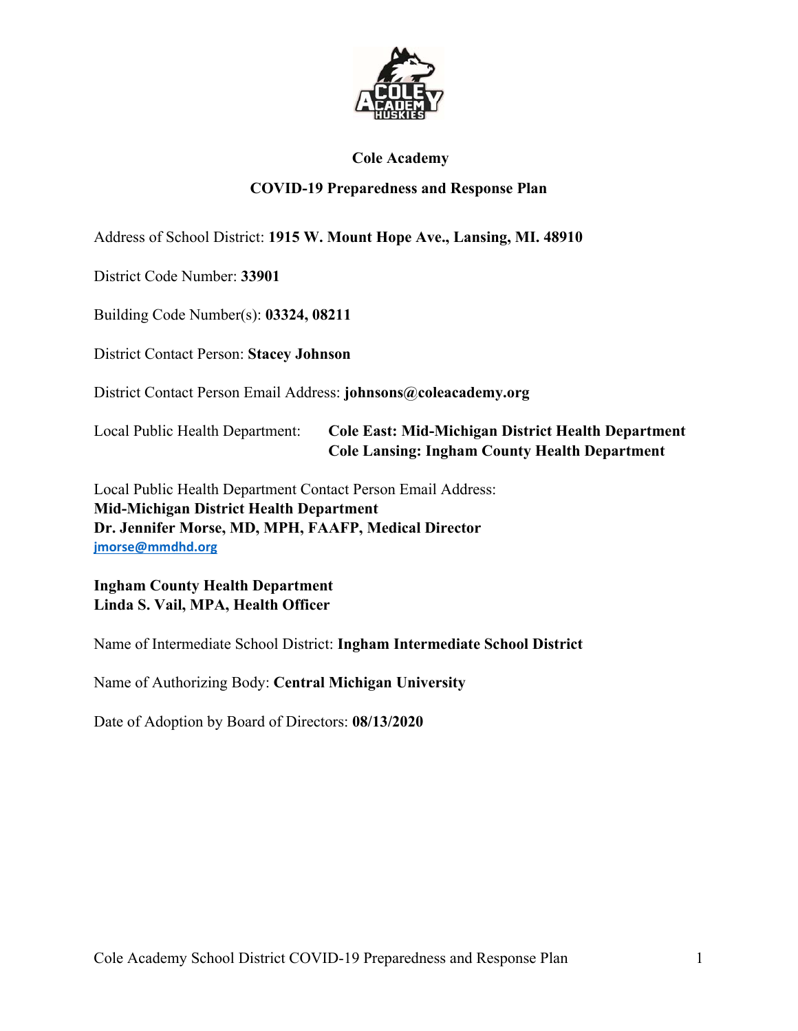# Cole Academy

## COVID-19 Preparedness and Response Plan

Address of School District: **1915 W. Mount Hope Ave., Lansing, MI. 48910**

District Code Number: **33901**

Building Code Number(s): **03324, 08211**

District Contact Person: **Stacey Johnson**

District Contact Person Email Address: **johnsons@coleacademy.org**

Local Public Health Department: **Cole East: Mid-Michigan District Health Department**
**Cole Lansing: Ingham County Health Department**

Local Public Health Department Contact Person Email Address:
**Mid-Michigan District Health Department**
**Dr. Jennifer Morse, MD, MPH, FAAFP, Medical Director**
**jmorse@mmdhd.org**

**Ingham County Health Department**
**Linda S. Vail, MPA, Health Officer**

Name of Intermediate School District: **Ingham Intermediate School District**

Name of Authorizing Body: **Central Michigan University**

Date of Adoption by Board of Directors: **08/13/2020**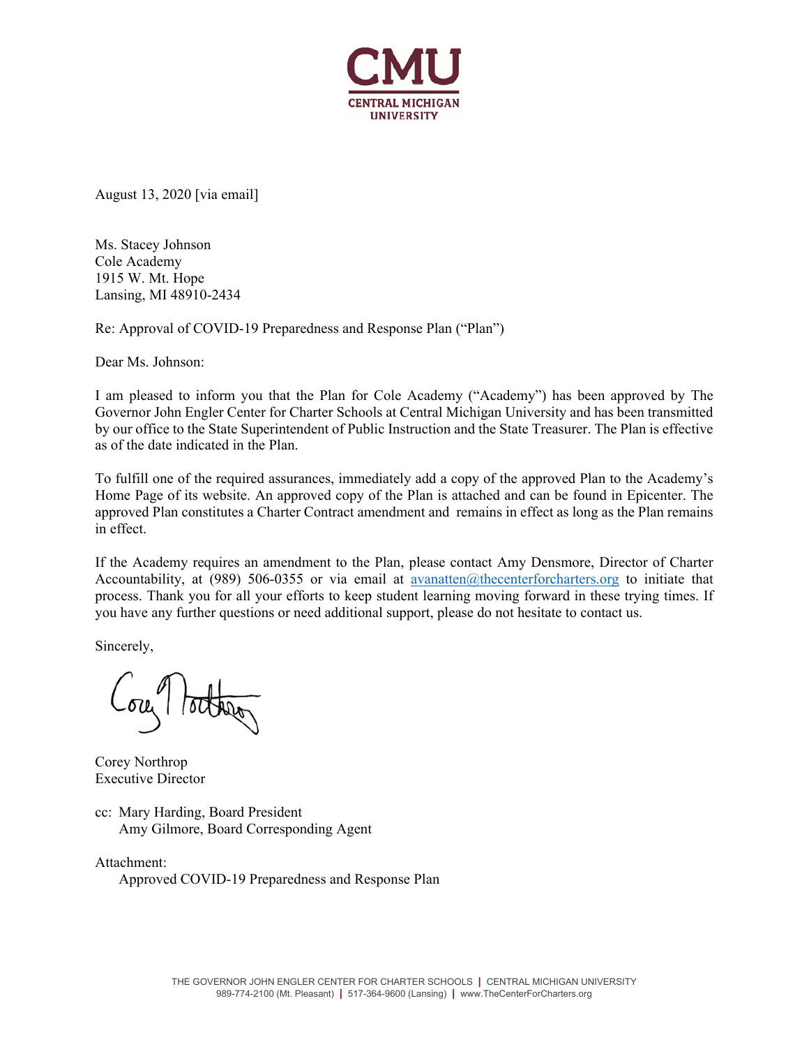CMU
CENTRAL MICHIGAN UNIVERSITY

August 13, 2020 [via email]

Ms. Stacey Johnson
Cole Academy
1915 W. Mt. Hope
Lansing, MI 48910-2434

Re: Approval of COVID-19 Preparedness and Response Plan ("Plan")

Dear Ms. Johnson:

I am pleased to inform you that the Plan for Cole Academy ("Academy") has been approved by The Governor John Engler Center for Charter Schools at Central Michigan University and has been transmitted by our office to the State Superintendent of Public Instruction and the State Treasurer. The Plan is effective as of the date indicated in the Plan.

To fulfill one of the required assurances, immediately add a copy of the approved Plan to the Academy's Home Page of its website. An approved copy of the Plan is attached and can be found in Epicenter. The approved Plan constitutes a Charter Contract amendment and remains in effect as long as the Plan remains in effect.

If the Academy requires an amendment to the Plan, please contact Amy Densmore, Director of Charter Accountability, at (989) 506-0355 or via email at avanatten@thecenterforcharters.org to initiate that process. Thank you for all your efforts to keep student learning moving forward in these trying times. If you have any further questions or need additional support, please do not hesitate to contact us.

Sincerely,

Corey Northrop
Executive Director

cc: Mary Harding, Board President
Amy Gilmore, Board Corresponding Agent

Attachment:
Approved COVID-19 Preparedness and Response Plan

THE GOVERNOR JOHN ENGLER CENTER FOR CHARTER SCHOOLS | CENTRAL MICHIGAN UNIVERSITY
989-774-2100 (Mt. Pleasant) | 517-364-9600 (Lansing) | www.TheCenterForCharters.org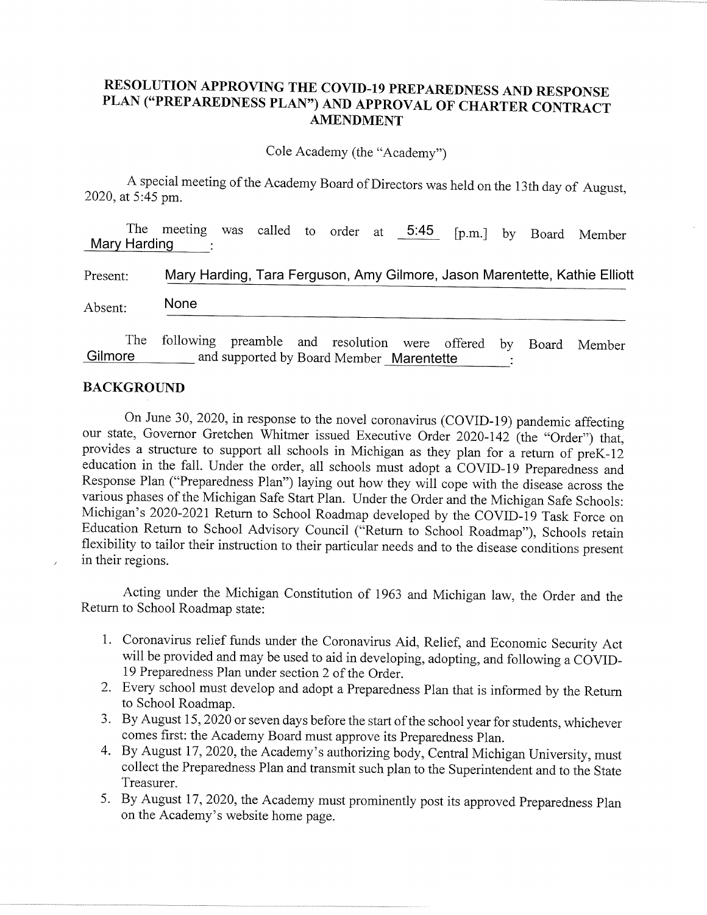# RESOLUTION APPROVING THE COVID-19 PREPAREDNESS AND RESPONSE PLAN ("PREPAREDNESS PLAN") AND APPROVAL OF CHARTER CONTRACT AMENDMENT

Cole Academy (the "Academy")

A special meeting of the Academy Board of Directors was held on the 13th day of August, 2020, at 5:45 pm.

The meeting was called to order at 5:45 [p.m.] by Board Member Mary Harding:

Present: Mary Harding, Tara Ferguson, Amy Gilmore, Jason Marentette, Kathie Elliott

Absent: None

The following preamble and resolution were offered by Board Member Gilmore and supported by Board Member Marentette:

## BACKGROUND

On June 30, 2020, in response to the novel coronavirus (COVID-19) pandemic affecting our state, Governor Gretchen Whitmer issued Executive Order 2020-142 (the "Order") that, provides a structure to support all schools in Michigan as they plan for a return of preK-12 education in the fall. Under the order, all schools must adopt a COVID-19 Preparedness and Response Plan ("Preparedness Plan") laying out how they will cope with the disease across the various phases of the Michigan Safe Start Plan. Under the Order and the Michigan Safe Schools: Michigan's 2020-2021 Return to School Roadmap developed by the COVID-19 Task Force on Education Return to School Advisory Council ("Return to School Roadmap"), Schools retain flexibility to tailor their instruction to their particular needs and to the disease conditions present in their regions.

Acting under the Michigan Constitution of 1963 and Michigan law, the Order and the Return to School Roadmap state:

1. Coronavirus relief funds under the Coronavirus Aid, Relief, and Economic Security Act will be provided and may be used to aid in developing, adopting, and following a COVID-19 Preparedness Plan under section 2 of the Order.
2. Every school must develop and adopt a Preparedness Plan that is informed by the Return to School Roadmap.
3. By August 15, 2020 or seven days before the start of the school year for students, whichever comes first: the Academy Board must approve its Preparedness Plan.
4. By August 17, 2020, the Academy's authorizing body, Central Michigan University, must collect the Preparedness Plan and transmit such plan to the Superintendent and to the State Treasurer.
5. By August 17, 2020, the Academy must prominently post its approved Preparedness Plan on the Academy's website home page.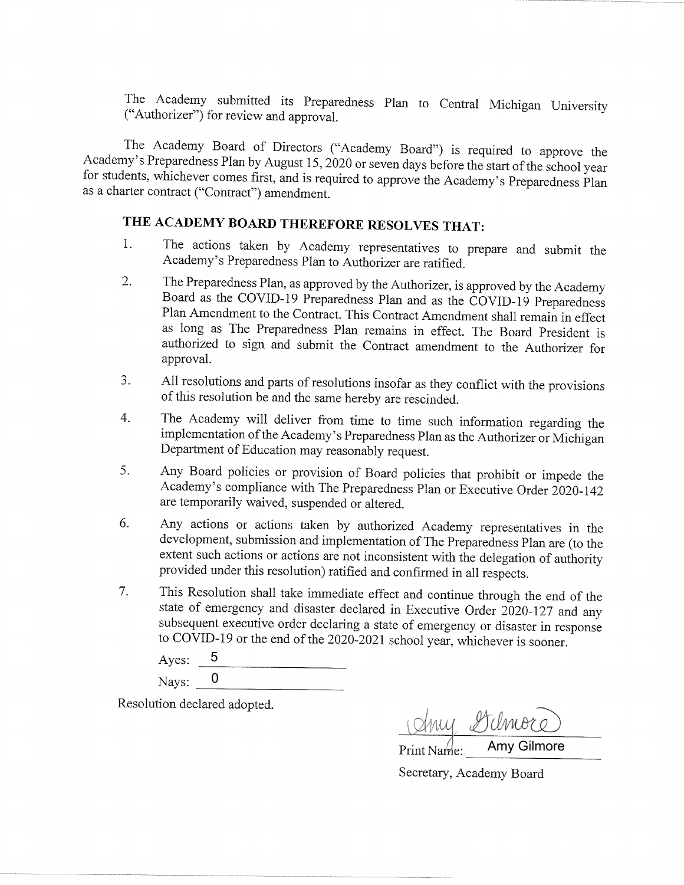The Academy submitted its Preparedness Plan to Central Michigan University ("Authorizer") for review and approval.

The Academy Board of Directors ("Academy Board") is required to approve the Academy's Preparedness Plan by August 15, 2020 or seven days before the start of the school year for students, whichever comes first, and is required to approve the Academy's Preparedness Plan as a charter contract ("Contract") amendment.

## THE ACADEMY BOARD THEREFORE RESOLVES THAT:

1. The actions taken by Academy representatives to prepare and submit the Academy's Preparedness Plan to Authorizer are ratified.
2. The Preparedness Plan, as approved by the Authorizer, is approved by the Academy Board as the COVID-19 Preparedness Plan and as the COVID-19 Preparedness Plan Amendment to the Contract. This Contract Amendment shall remain in effect as long as The Preparedness Plan remains in effect. The Board President is authorized to sign and submit the Contract amendment to the Authorizer for approval.
3. All resolutions and parts of resolutions insofar as they conflict with the provisions of this resolution be and the same hereby are rescinded.
4. The Academy will deliver from time to time such information regarding the implementation of the Academy's Preparedness Plan as the Authorizer or Michigan Department of Education may reasonably request.
5. Any Board policies or provision of Board policies that prohibit or impede the Academy's compliance with The Preparedness Plan or Executive Order 2020-142 are temporarily waived, suspended or altered.
6. Any actions or actions taken by authorized Academy representatives in the development, submission and implementation of The Preparedness Plan are (to the extent such actions or actions are not inconsistent with the delegation of authority provided under this resolution) ratified and confirmed in all respects.
7. This Resolution shall take immediate effect and continue through the end of the state of emergency and disaster declared in Executive Order 2020-127 and any subsequent executive order declaring a state of emergency or disaster in response to COVID-19 or the end of the 2020-2021 school year, whichever is sooner.

Ayes: 5

Nays: 0

Resolution declared adopted.

Amy Gilmore

Print Name: Amy Gilmore

Secretary, Academy Board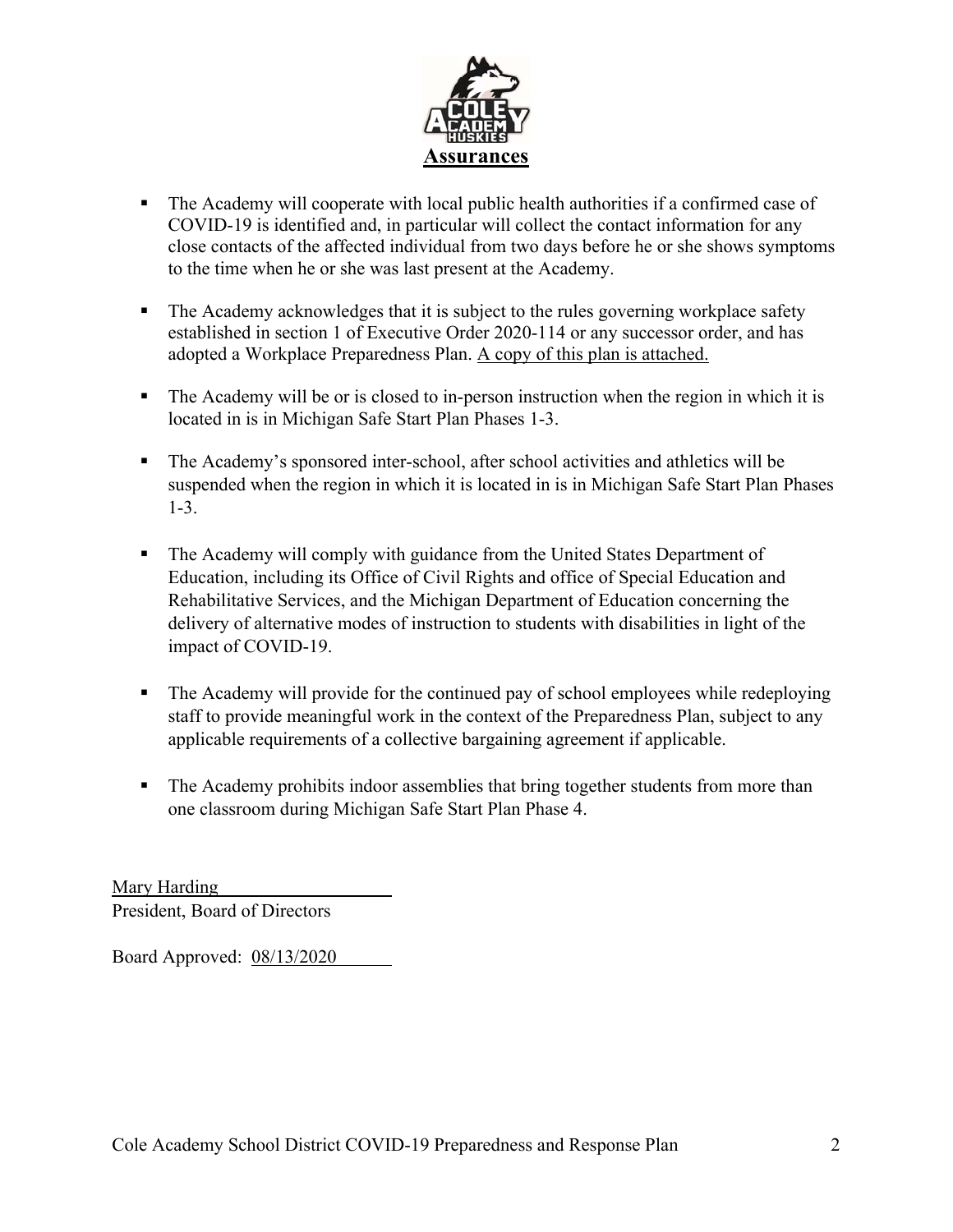# Assurances

- The Academy will cooperate with local public health authorities if a confirmed case of COVID-19 is identified and, in particular will collect the contact information for any close contacts of the affected individual from two days before he or she shows symptoms to the time when he or she was last present at the Academy.

- The Academy acknowledges that it is subject to the rules governing workplace safety established in section 1 of Executive Order 2020-114 or any successor order, and has adopted a Workplace Preparedness Plan. A copy of this plan is attached.

- The Academy will be or is closed to in-person instruction when the region in which it is located in is in Michigan Safe Start Plan Phases 1-3.

- The Academy's sponsored inter-school, after school activities and athletics will be suspended when the region in which it is located in is in Michigan Safe Start Plan Phases 1-3.

- The Academy will comply with guidance from the United States Department of Education, including its Office of Civil Rights and office of Special Education and Rehabilitative Services, and the Michigan Department of Education concerning the delivery of alternative modes of instruction to students with disabilities in light of the impact of COVID-19.

- The Academy will provide for the continued pay of school employees while redeploying staff to provide meaningful work in the context of the Preparedness Plan, subject to any applicable requirements of a collective bargaining agreement if applicable.

- The Academy prohibits indoor assemblies that bring together students from more than one classroom during Michigan Safe Start Plan Phase 4.

Mary Harding
President, Board of Directors

Board Approved: 08/13/2020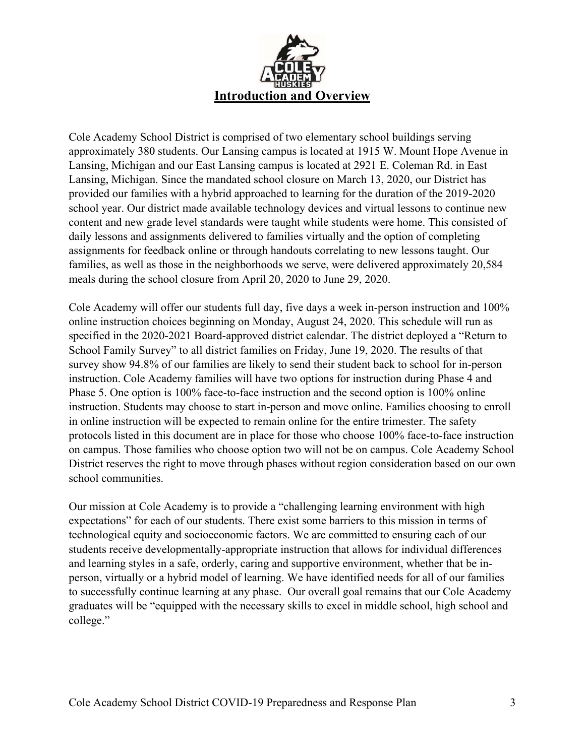# Introduction and Overview

Cole Academy School District is comprised of two elementary school buildings serving approximately 380 students. Our Lansing campus is located at 1915 W. Mount Hope Avenue in Lansing, Michigan and our East Lansing campus is located at 2921 E. Coleman Rd. in East Lansing, Michigan. Since the mandated school closure on March 13, 2020, our District has provided our families with a hybrid approached to learning for the duration of the 2019-2020 school year. Our district made available technology devices and virtual lessons to continue new content and new grade level standards were taught while students were home. This consisted of daily lessons and assignments delivered to families virtually and the option of completing assignments for feedback online or through handouts correlating to new lessons taught. Our families, as well as those in the neighborhoods we serve, were delivered approximately 20,584 meals during the school closure from April 20, 2020 to June 29, 2020.

Cole Academy will offer our students full day, five days a week in-person instruction and 100% online instruction choices beginning on Monday, August 24, 2020. This schedule will run as specified in the 2020-2021 Board-approved district calendar. The district deployed a "Return to School Family Survey" to all district families on Friday, June 19, 2020. The results of that survey show 94.8% of our families are likely to send their student back to school for in-person instruction. Cole Academy families will have two options for instruction during Phase 4 and Phase 5. One option is 100% face-to-face instruction and the second option is 100% online instruction. Students may choose to start in-person and move online. Families choosing to enroll in online instruction will be expected to remain online for the entire trimester. The safety protocols listed in this document are in place for those who choose 100% face-to-face instruction on campus. Those families who choose option two will not be on campus. Cole Academy School District reserves the right to move through phases without region consideration based on our own school communities.

Our mission at Cole Academy is to provide a "challenging learning environment with high expectations" for each of our students. There exist some barriers to this mission in terms of technological equity and socioeconomic factors. We are committed to ensuring each of our students receive developmentally-appropriate instruction that allows for individual differences and learning styles in a safe, orderly, caring and supportive environment, whether that be in-person, virtually or a hybrid model of learning. We have identified needs for all of our families to successfully continue learning at any phase. Our overall goal remains that our Cole Academy graduates will be "equipped with the necessary skills to excel in middle school, high school and college."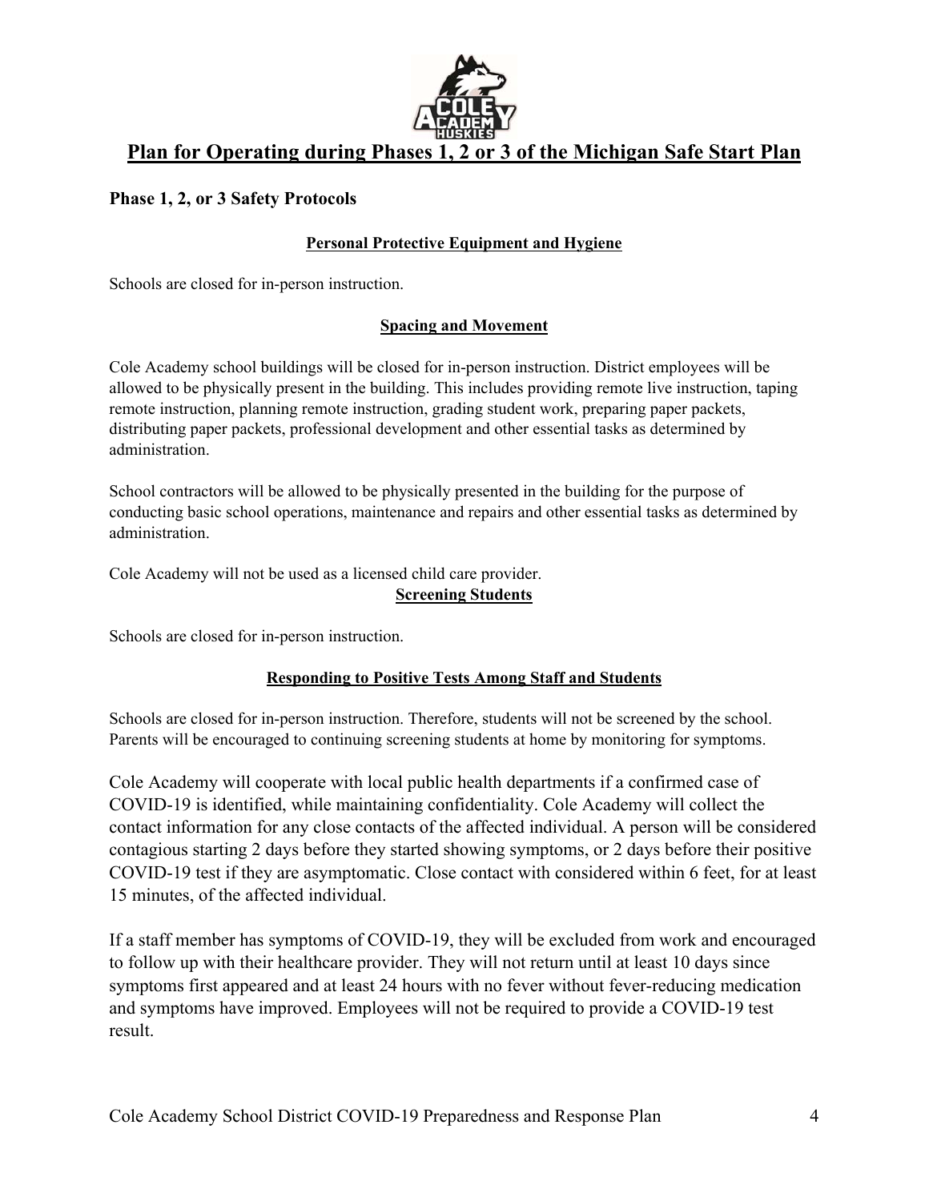## Plan for Operating during Phases 1, 2 or 3 of the Michigan Safe Start Plan

### Phase 1, 2, or 3 Safety Protocols

#### Personal Protective Equipment and Hygiene

Schools are closed for in-person instruction.

#### Spacing and Movement

Cole Academy school buildings will be closed for in-person instruction. District employees will be allowed to be physically present in the building. This includes providing remote live instruction, taping remote instruction, planning remote instruction, grading student work, preparing paper packets, distributing paper packets, professional development and other essential tasks as determined by administration.

School contractors will be allowed to be physically presented in the building for the purpose of conducting basic school operations, maintenance and repairs and other essential tasks as determined by administration.

Cole Academy will not be used as a licensed child care provider.

#### Screening Students

Schools are closed for in-person instruction.

#### Responding to Positive Tests Among Staff and Students

Schools are closed for in-person instruction. Therefore, students will not be screened by the school. Parents will be encouraged to continuing screening students at home by monitoring for symptoms.

Cole Academy will cooperate with local public health departments if a confirmed case of COVID-19 is identified, while maintaining confidentiality. Cole Academy will collect the contact information for any close contacts of the affected individual. A person will be considered contagious starting 2 days before they started showing symptoms, or 2 days before their positive COVID-19 test if they are asymptomatic. Close contact with considered within 6 feet, for at least 15 minutes, of the affected individual.

If a staff member has symptoms of COVID-19, they will be excluded from work and encouraged to follow up with their healthcare provider. They will not return until at least 10 days since symptoms first appeared and at least 24 hours with no fever without fever-reducing medication and symptoms have improved. Employees will not be required to provide a COVID-19 test result.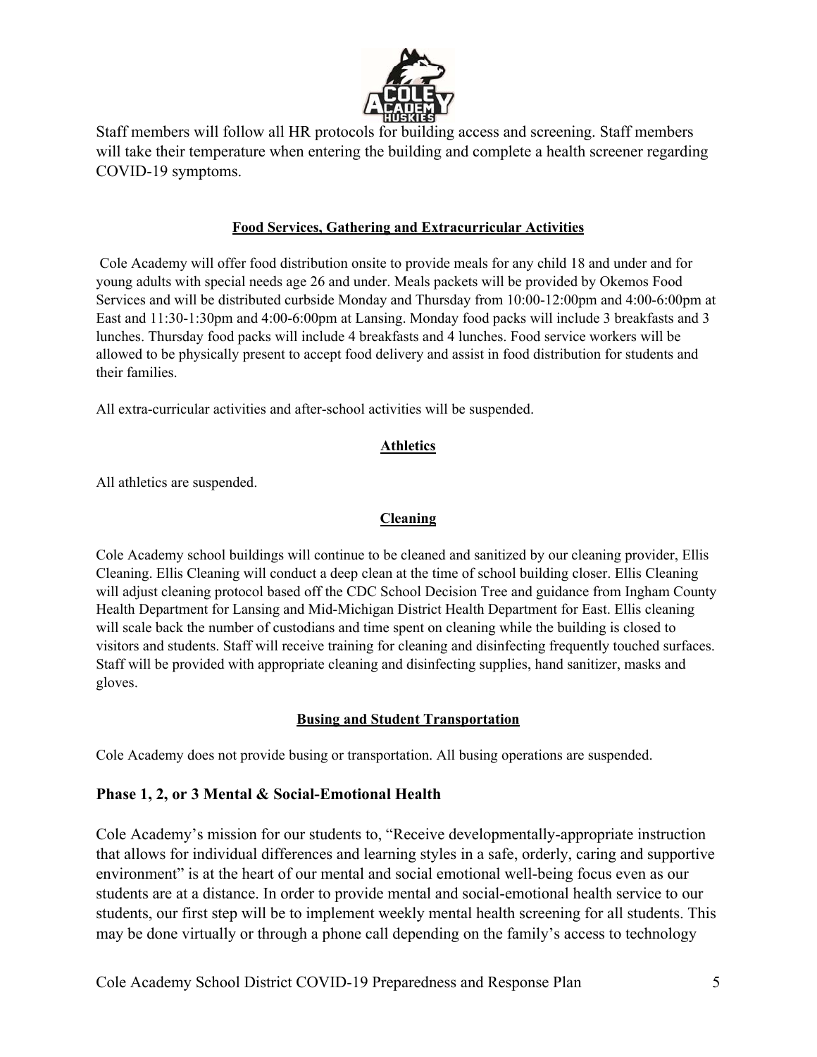Staff members will follow all HR protocols for building access and screening. Staff members will take their temperature when entering the building and complete a health screener regarding COVID-19 symptoms.

**Food Services, Gathering and Extracurricular Activities**

Cole Academy will offer food distribution onsite to provide meals for any child 18 and under and for young adults with special needs age 26 and under. Meals packets will be provided by Okemos Food Services and will be distributed curbside Monday and Thursday from 10:00-12:00pm and 4:00-6:00pm at East and 11:30-1:30pm and 4:00-6:00pm at Lansing. Monday food packs will include 3 breakfasts and 3 lunches. Thursday food packs will include 4 breakfasts and 4 lunches. Food service workers will be allowed to be physically present to accept food delivery and assist in food distribution for students and their families.

All extra-curricular activities and after-school activities will be suspended.

**Athletics**

All athletics are suspended.

**Cleaning**

Cole Academy school buildings will continue to be cleaned and sanitized by our cleaning provider, Ellis Cleaning. Ellis Cleaning will conduct a deep clean at the time of school building closer. Ellis Cleaning will adjust cleaning protocol based off the CDC School Decision Tree and guidance from Ingham County Health Department for Lansing and Mid-Michigan District Health Department for East. Ellis cleaning will scale back the number of custodians and time spent on cleaning while the building is closed to visitors and students. Staff will receive training for cleaning and disinfecting frequently touched surfaces. Staff will be provided with appropriate cleaning and disinfecting supplies, hand sanitizer, masks and gloves.

**Busing and Student Transportation**

Cole Academy does not provide busing or transportation. All busing operations are suspended.

## Phase 1, 2, or 3 Mental & Social-Emotional Health

Cole Academy's mission for our students to, "Receive developmentally-appropriate instruction that allows for individual differences and learning styles in a safe, orderly, caring and supportive environment" is at the heart of our mental and social emotional well-being focus even as our students are at a distance. In order to provide mental and social-emotional health service to our students, our first step will be to implement weekly mental health screening for all students. This may be done virtually or through a phone call depending on the family's access to technology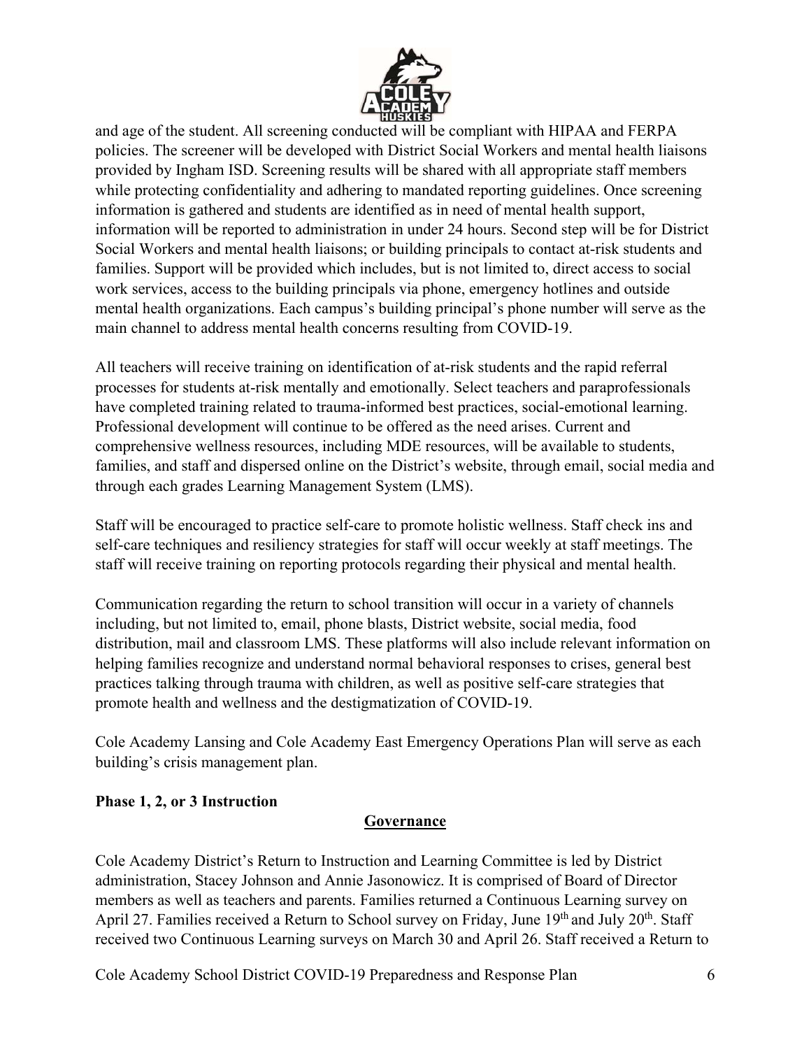and age of the student. All screening conducted will be compliant with HIPAA and FERPA policies. The screener will be developed with District Social Workers and mental health liaisons provided by Ingham ISD. Screening results will be shared with all appropriate staff members while protecting confidentiality and adhering to mandated reporting guidelines. Once screening information is gathered and students are identified as in need of mental health support, information will be reported to administration in under 24 hours. Second step will be for District Social Workers and mental health liaisons; or building principals to contact at-risk students and families. Support will be provided which includes, but is not limited to, direct access to social work services, access to the building principals via phone, emergency hotlines and outside mental health organizations. Each campus's building principal's phone number will serve as the main channel to address mental health concerns resulting from COVID-19.

All teachers will receive training on identification of at-risk students and the rapid referral processes for students at-risk mentally and emotionally. Select teachers and paraprofessionals have completed training related to trauma-informed best practices, social-emotional learning. Professional development will continue to be offered as the need arises. Current and comprehensive wellness resources, including MDE resources, will be available to students, families, and staff and dispersed online on the District's website, through email, social media and through each grades Learning Management System (LMS).

Staff will be encouraged to practice self-care to promote holistic wellness. Staff check ins and self-care techniques and resiliency strategies for staff will occur weekly at staff meetings. The staff will receive training on reporting protocols regarding their physical and mental health.

Communication regarding the return to school transition will occur in a variety of channels including, but not limited to, email, phone blasts, District website, social media, food distribution, mail and classroom LMS. These platforms will also include relevant information on helping families recognize and understand normal behavioral responses to crises, general best practices talking through trauma with children, as well as positive self-care strategies that promote health and wellness and the destigmatization of COVID-19.

Cole Academy Lansing and Cole Academy East Emergency Operations Plan will serve as each building's crisis management plan.

**Phase 1, 2, or 3 Instruction**

## Governance

Cole Academy District's Return to Instruction and Learning Committee is led by District administration, Stacey Johnson and Annie Jasonowicz. It is comprised of Board of Director members as well as teachers and parents. Families returned a Continuous Learning survey on April 27. Families received a Return to School survey on Friday, June 19th and July 20th. Staff received two Continuous Learning surveys on March 30 and April 26. Staff received a Return to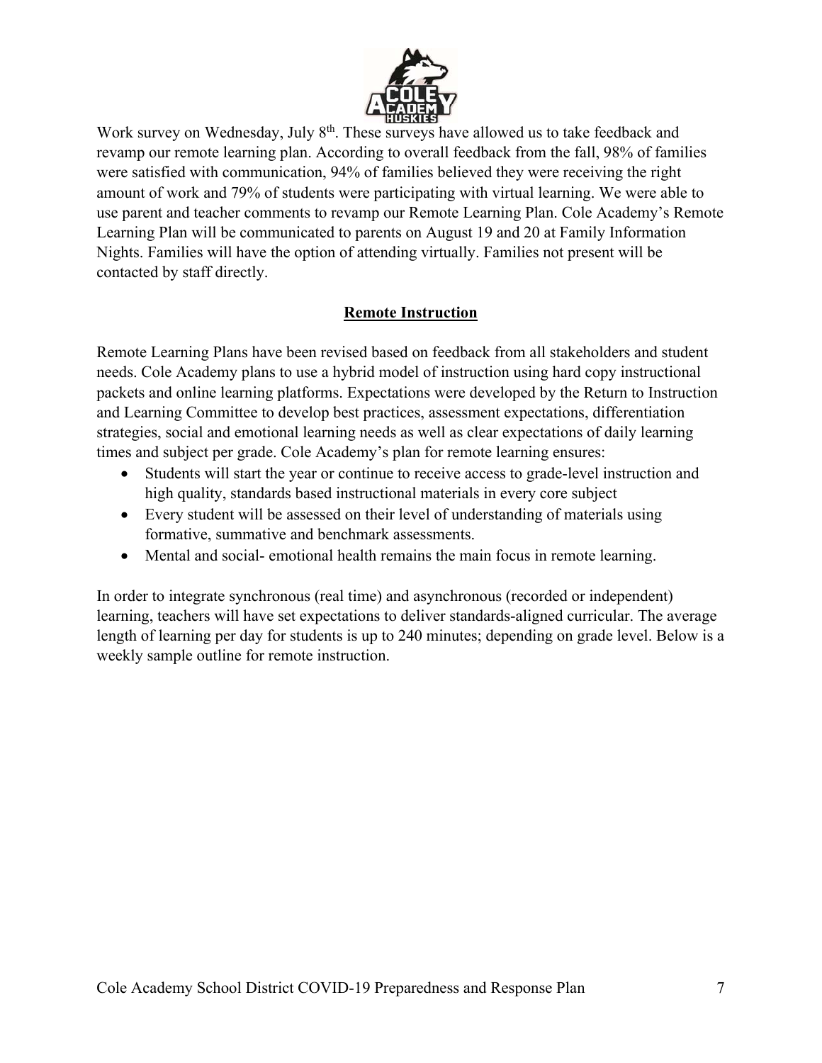Work survey on Wednesday, July 8th. These surveys have allowed us to take feedback and revamp our remote learning plan. According to overall feedback from the fall, 98% of families were satisfied with communication, 94% of families believed they were receiving the right amount of work and 79% of students were participating with virtual learning. We were able to use parent and teacher comments to revamp our Remote Learning Plan. Cole Academy's Remote Learning Plan will be communicated to parents on August 19 and 20 at Family Information Nights. Families will have the option of attending virtually. Families not present will be contacted by staff directly.

## Remote Instruction

Remote Learning Plans have been revised based on feedback from all stakeholders and student needs. Cole Academy plans to use a hybrid model of instruction using hard copy instructional packets and online learning platforms. Expectations were developed by the Return to Instruction and Learning Committee to develop best practices, assessment expectations, differentiation strategies, social and emotional learning needs as well as clear expectations of daily learning times and subject per grade. Cole Academy's plan for remote learning ensures:

- Students will start the year or continue to receive access to grade-level instruction and high quality, standards based instructional materials in every core subject
- Every student will be assessed on their level of understanding of materials using formative, summative and benchmark assessments.
- Mental and social- emotional health remains the main focus in remote learning.

In order to integrate synchronous (real time) and asynchronous (recorded or independent) learning, teachers will have set expectations to deliver standards-aligned curricular. The average length of learning per day for students is up to 240 minutes; depending on grade level. Below is a weekly sample outline for remote instruction.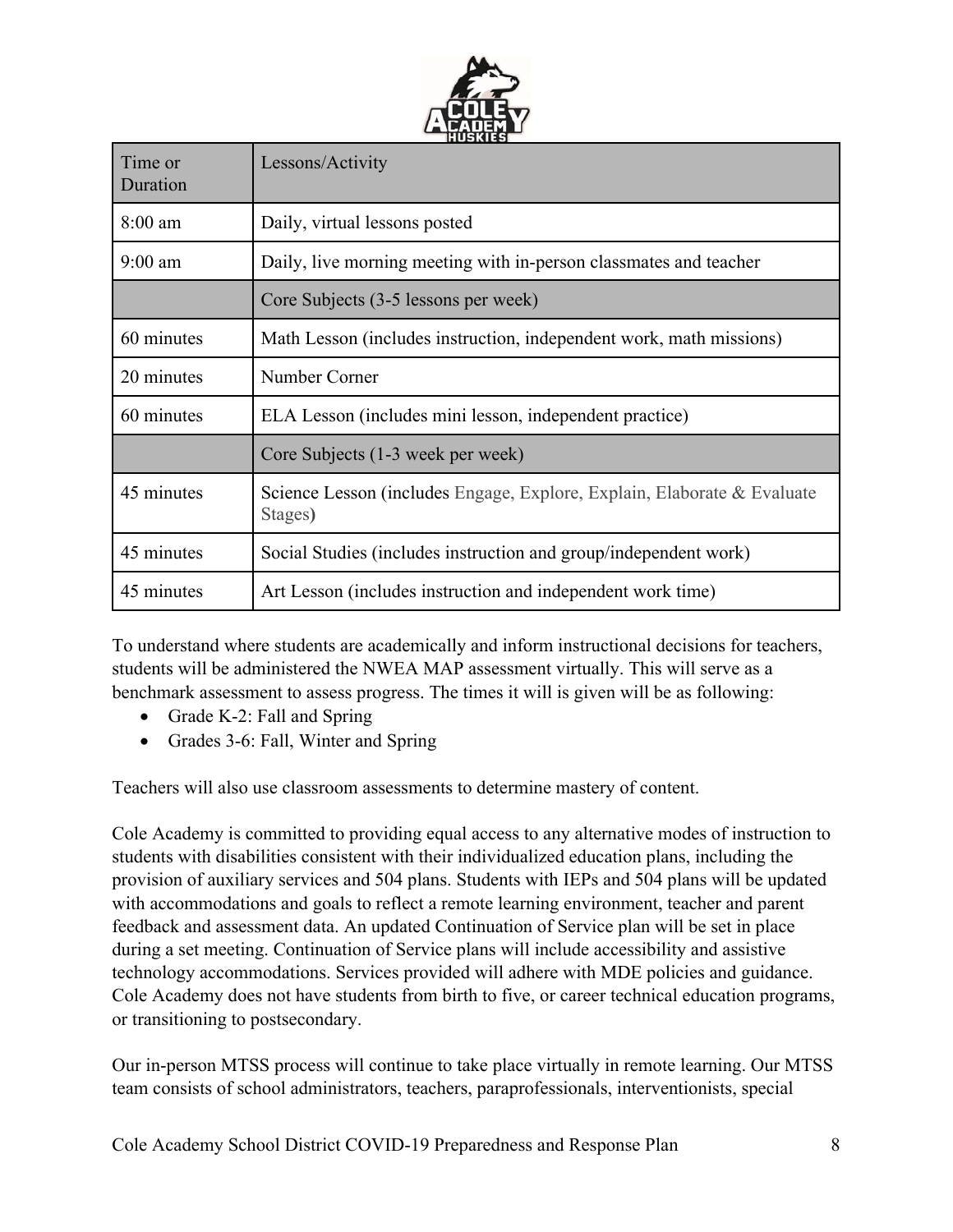| Time or Duration | Lessons/Activity |
|---|---|
| 8:00 am | Daily, virtual lessons posted |
| 9:00 am | Daily, live morning meeting with in-person classmates and teacher |
| | Core Subjects (3-5 lessons per week) |
| 60 minutes | Math Lesson (includes instruction, independent work, math missions) |
| 20 minutes | Number Corner |
| 60 minutes | ELA Lesson (includes mini lesson, independent practice) |
| | Core Subjects (1-3 week per week) |
| 45 minutes | Science Lesson (includes Engage, Explore, Explain, Elaborate & Evaluate Stages) |
| 45 minutes | Social Studies (includes instruction and group/independent work) |
| 45 minutes | Art Lesson (includes instruction and independent work time) |

To understand where students are academically and inform instructional decisions for teachers, students will be administered the NWEA MAP assessment virtually. This will serve as a benchmark assessment to assess progress. The times it will is given will be as following:

- Grade K-2: Fall and Spring
- Grades 3-6: Fall, Winter and Spring

Teachers will also use classroom assessments to determine mastery of content.

Cole Academy is committed to providing equal access to any alternative modes of instruction to students with disabilities consistent with their individualized education plans, including the provision of auxiliary services and 504 plans. Students with IEPs and 504 plans will be updated with accommodations and goals to reflect a remote learning environment, teacher and parent feedback and assessment data. An updated Continuation of Service plan will be set in place during a set meeting. Continuation of Service plans will include accessibility and assistive technology accommodations. Services provided will adhere with MDE policies and guidance. Cole Academy does not have students from birth to five, or career technical education programs, or transitioning to postsecondary.

Our in-person MTSS process will continue to take place virtually in remote learning. Our MTSS team consists of school administrators, teachers, paraprofessionals, interventionists, special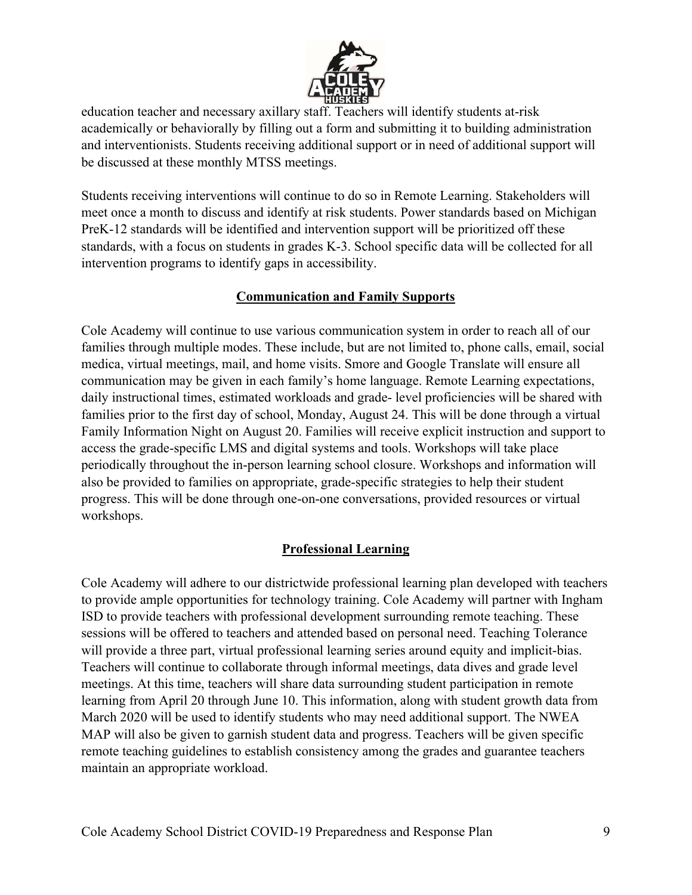education teacher and necessary axillary staff. Teachers will identify students at-risk academically or behaviorally by filling out a form and submitting it to building administration and interventionists. Students receiving additional support or in need of additional support will be discussed at these monthly MTSS meetings.

Students receiving interventions will continue to do so in Remote Learning. Stakeholders will meet once a month to discuss and identify at risk students. Power standards based on Michigan PreK-12 standards will be identified and intervention support will be prioritized off these standards, with a focus on students in grades K-3. School specific data will be collected for all intervention programs to identify gaps in accessibility.

## Communication and Family Supports

Cole Academy will continue to use various communication system in order to reach all of our families through multiple modes. These include, but are not limited to, phone calls, email, social medica, virtual meetings, mail, and home visits. Smore and Google Translate will ensure all communication may be given in each family's home language. Remote Learning expectations, daily instructional times, estimated workloads and grade- level proficiencies will be shared with families prior to the first day of school, Monday, August 24. This will be done through a virtual Family Information Night on August 20. Families will receive explicit instruction and support to access the grade-specific LMS and digital systems and tools. Workshops will take place periodically throughout the in-person learning school closure. Workshops and information will also be provided to families on appropriate, grade-specific strategies to help their student progress. This will be done through one-on-one conversations, provided resources or virtual workshops.

## Professional Learning

Cole Academy will adhere to our districtwide professional learning plan developed with teachers to provide ample opportunities for technology training. Cole Academy will partner with Ingham ISD to provide teachers with professional development surrounding remote teaching. These sessions will be offered to teachers and attended based on personal need. Teaching Tolerance will provide a three part, virtual professional learning series around equity and implicit-bias. Teachers will continue to collaborate through informal meetings, data dives and grade level meetings. At this time, teachers will share data surrounding student participation in remote learning from April 20 through June 10. This information, along with student growth data from March 2020 will be used to identify students who may need additional support. The NWEA MAP will also be given to garnish student data and progress. Teachers will be given specific remote teaching guidelines to establish consistency among the grades and guarantee teachers maintain an appropriate workload.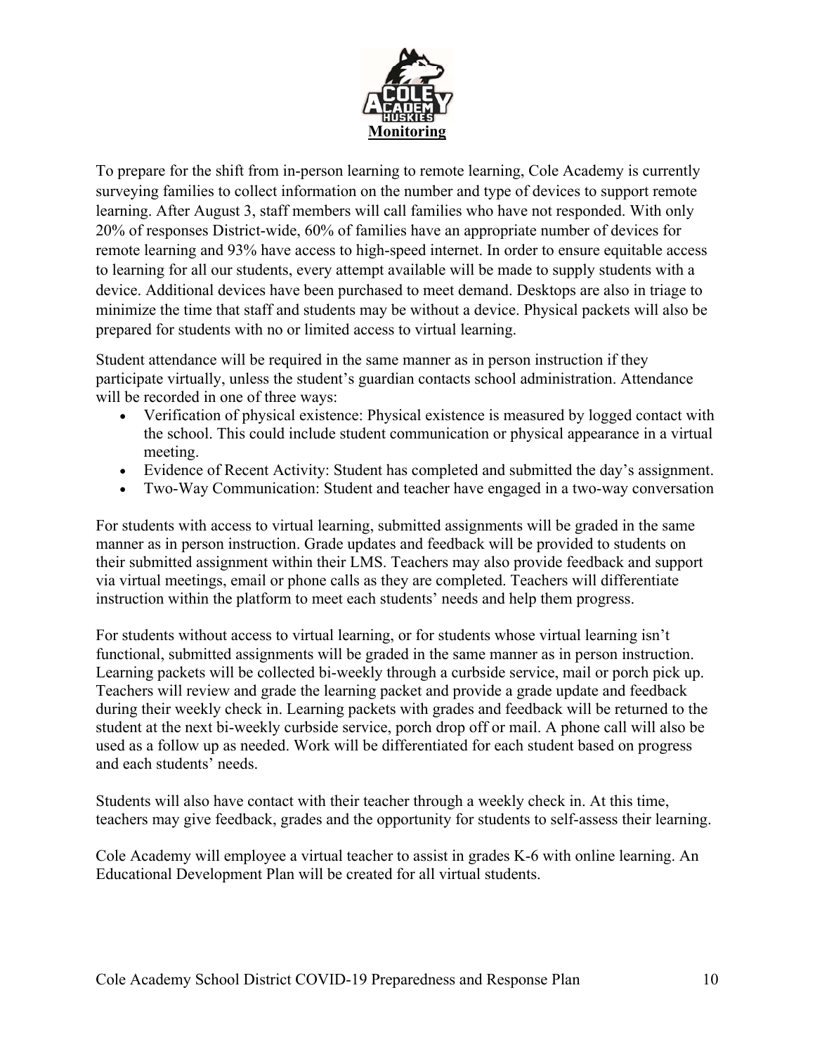# Monitoring

To prepare for the shift from in-person learning to remote learning, Cole Academy is currently surveying families to collect information on the number and type of devices to support remote learning. After August 3, staff members will call families who have not responded. With only 20% of responses District-wide, 60% of families have an appropriate number of devices for remote learning and 93% have access to high-speed internet. In order to ensure equitable access to learning for all our students, every attempt available will be made to supply students with a device. Additional devices have been purchased to meet demand. Desktops are also in triage to minimize the time that staff and students may be without a device. Physical packets will also be prepared for students with no or limited access to virtual learning.

Student attendance will be required in the same manner as in person instruction if they participate virtually, unless the student's guardian contacts school administration. Attendance will be recorded in one of three ways:

- Verification of physical existence: Physical existence is measured by logged contact with the school. This could include student communication or physical appearance in a virtual meeting.
- Evidence of Recent Activity: Student has completed and submitted the day's assignment.
- Two-Way Communication: Student and teacher have engaged in a two-way conversation

For students with access to virtual learning, submitted assignments will be graded in the same manner as in person instruction. Grade updates and feedback will be provided to students on their submitted assignment within their LMS. Teachers may also provide feedback and support via virtual meetings, email or phone calls as they are completed. Teachers will differentiate instruction within the platform to meet each students' needs and help them progress.

For students without access to virtual learning, or for students whose virtual learning isn't functional, submitted assignments will be graded in the same manner as in person instruction. Learning packets will be collected bi-weekly through a curbside service, mail or porch pick up. Teachers will review and grade the learning packet and provide a grade update and feedback during their weekly check in. Learning packets with grades and feedback will be returned to the student at the next bi-weekly curbside service, porch drop off or mail. A phone call will also be used as a follow up as needed. Work will be differentiated for each student based on progress and each students' needs.

Students will also have contact with their teacher through a weekly check in. At this time, teachers may give feedback, grades and the opportunity for students to self-assess their learning.

Cole Academy will employee a virtual teacher to assist in grades K-6 with online learning. An Educational Development Plan will be created for all virtual students.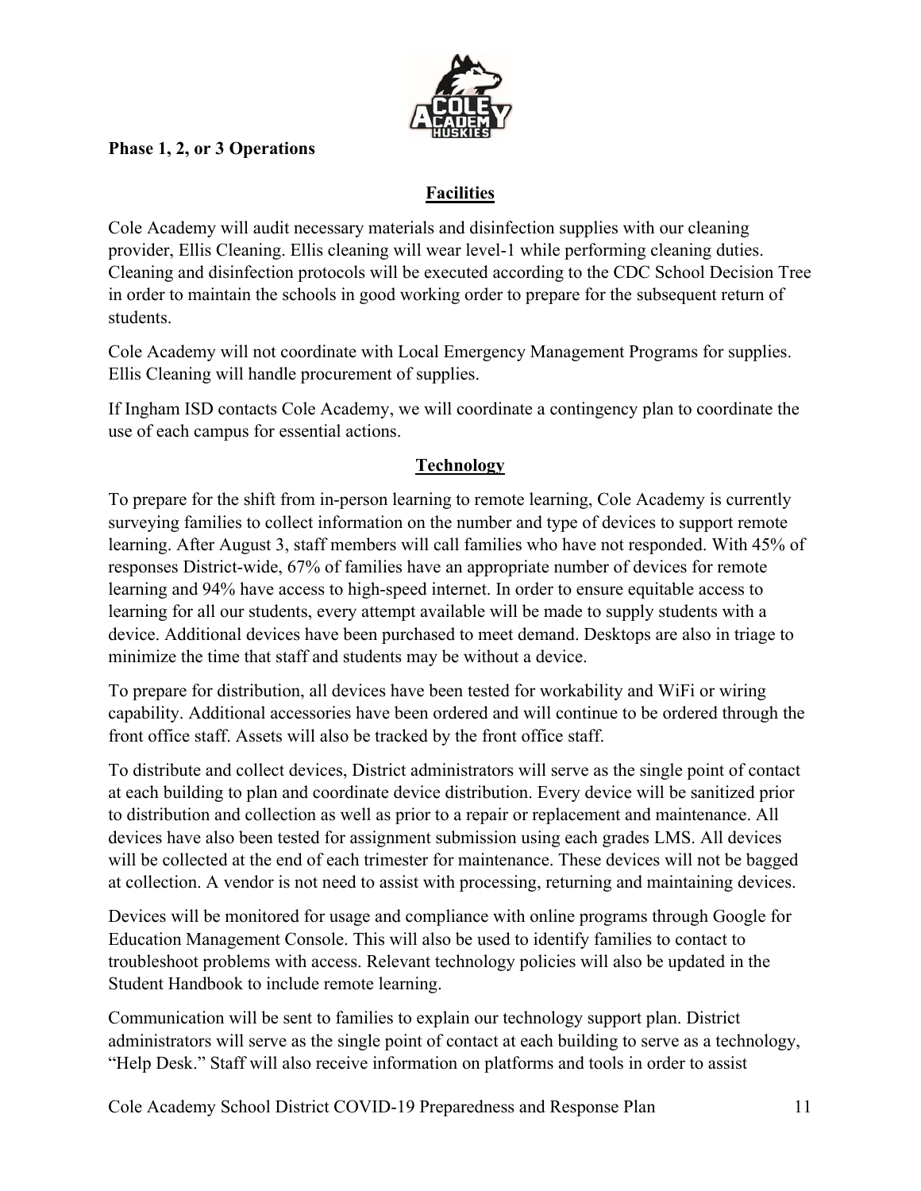**Phase 1, 2, or 3 Operations**

## Facilities

Cole Academy will audit necessary materials and disinfection supplies with our cleaning provider, Ellis Cleaning. Ellis cleaning will wear level-1 while performing cleaning duties. Cleaning and disinfection protocols will be executed according to the CDC School Decision Tree in order to maintain the schools in good working order to prepare for the subsequent return of students.

Cole Academy will not coordinate with Local Emergency Management Programs for supplies. Ellis Cleaning will handle procurement of supplies.

If Ingham ISD contacts Cole Academy, we will coordinate a contingency plan to coordinate the use of each campus for essential actions.

## Technology

To prepare for the shift from in-person learning to remote learning, Cole Academy is currently surveying families to collect information on the number and type of devices to support remote learning. After August 3, staff members will call families who have not responded. With 45% of responses District-wide, 67% of families have an appropriate number of devices for remote learning and 94% have access to high-speed internet. In order to ensure equitable access to learning for all our students, every attempt available will be made to supply students with a device. Additional devices have been purchased to meet demand. Desktops are also in triage to minimize the time that staff and students may be without a device.

To prepare for distribution, all devices have been tested for workability and WiFi or wiring capability. Additional accessories have been ordered and will continue to be ordered through the front office staff. Assets will also be tracked by the front office staff.

To distribute and collect devices, District administrators will serve as the single point of contact at each building to plan and coordinate device distribution. Every device will be sanitized prior to distribution and collection as well as prior to a repair or replacement and maintenance. All devices have also been tested for assignment submission using each grades LMS. All devices will be collected at the end of each trimester for maintenance. These devices will not be bagged at collection. A vendor is not need to assist with processing, returning and maintaining devices.

Devices will be monitored for usage and compliance with online programs through Google for Education Management Console. This will also be used to identify families to contact to troubleshoot problems with access. Relevant technology policies will also be updated in the Student Handbook to include remote learning.

Communication will be sent to families to explain our technology support plan. District administrators will serve as the single point of contact at each building to serve as a technology, "Help Desk." Staff will also receive information on platforms and tools in order to assist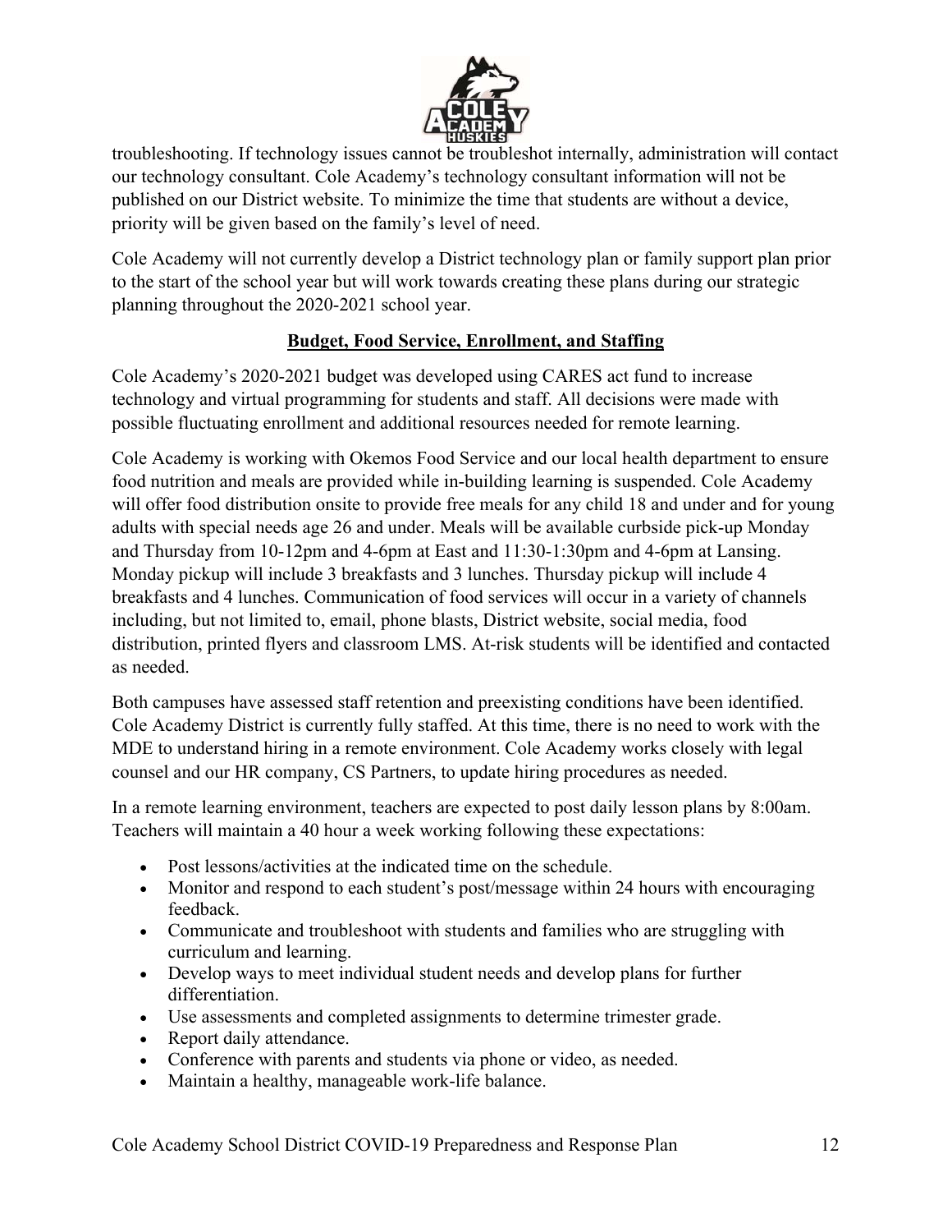troubleshooting. If technology issues cannot be troubleshot internally, administration will contact our technology consultant. Cole Academy's technology consultant information will not be published on our District website. To minimize the time that students are without a device, priority will be given based on the family's level of need.

Cole Academy will not currently develop a District technology plan or family support plan prior to the start of the school year but will work towards creating these plans during our strategic planning throughout the 2020-2021 school year.

## Budget, Food Service, Enrollment, and Staffing

Cole Academy's 2020-2021 budget was developed using CARES act fund to increase technology and virtual programming for students and staff. All decisions were made with possible fluctuating enrollment and additional resources needed for remote learning.

Cole Academy is working with Okemos Food Service and our local health department to ensure food nutrition and meals are provided while in-building learning is suspended. Cole Academy will offer food distribution onsite to provide free meals for any child 18 and under and for young adults with special needs age 26 and under. Meals will be available curbside pick-up Monday and Thursday from 10-12pm and 4-6pm at East and 11:30-1:30pm and 4-6pm at Lansing. Monday pickup will include 3 breakfasts and 3 lunches. Thursday pickup will include 4 breakfasts and 4 lunches. Communication of food services will occur in a variety of channels including, but not limited to, email, phone blasts, District website, social media, food distribution, printed flyers and classroom LMS. At-risk students will be identified and contacted as needed.

Both campuses have assessed staff retention and preexisting conditions have been identified. Cole Academy District is currently fully staffed. At this time, there is no need to work with the MDE to understand hiring in a remote environment. Cole Academy works closely with legal counsel and our HR company, CS Partners, to update hiring procedures as needed.

In a remote learning environment, teachers are expected to post daily lesson plans by 8:00am. Teachers will maintain a 40 hour a week working following these expectations:

- Post lessons/activities at the indicated time on the schedule.
- Monitor and respond to each student's post/message within 24 hours with encouraging feedback.
- Communicate and troubleshoot with students and families who are struggling with curriculum and learning.
- Develop ways to meet individual student needs and develop plans for further differentiation.
- Use assessments and completed assignments to determine trimester grade.
- Report daily attendance.
- Conference with parents and students via phone or video, as needed.
- Maintain a healthy, manageable work-life balance.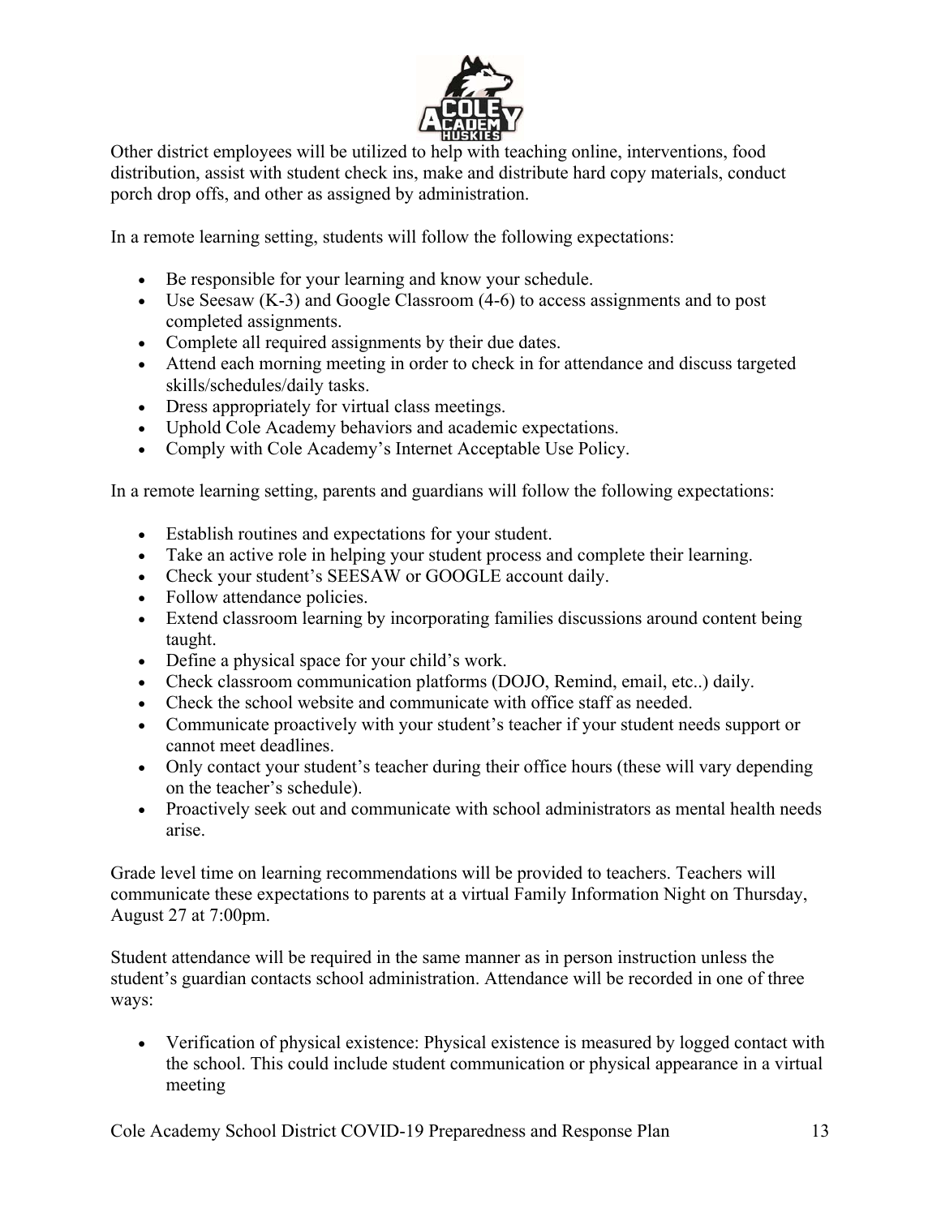Other district employees will be utilized to help with teaching online, interventions, food distribution, assist with student check ins, make and distribute hard copy materials, conduct porch drop offs, and other as assigned by administration.

In a remote learning setting, students will follow the following expectations:

- Be responsible for your learning and know your schedule.
- Use Seesaw (K-3) and Google Classroom (4-6) to access assignments and to post completed assignments.
- Complete all required assignments by their due dates.
- Attend each morning meeting in order to check in for attendance and discuss targeted skills/schedules/daily tasks.
- Dress appropriately for virtual class meetings.
- Uphold Cole Academy behaviors and academic expectations.
- Comply with Cole Academy's Internet Acceptable Use Policy.

In a remote learning setting, parents and guardians will follow the following expectations:

- Establish routines and expectations for your student.
- Take an active role in helping your student process and complete their learning.
- Check your student's SEESAW or GOOGLE account daily.
- Follow attendance policies.
- Extend classroom learning by incorporating families discussions around content being taught.
- Define a physical space for your child's work.
- Check classroom communication platforms (DOJO, Remind, email, etc..) daily.
- Check the school website and communicate with office staff as needed.
- Communicate proactively with your student's teacher if your student needs support or cannot meet deadlines.
- Only contact your student's teacher during their office hours (these will vary depending on the teacher's schedule).
- Proactively seek out and communicate with school administrators as mental health needs arise.

Grade level time on learning recommendations will be provided to teachers. Teachers will communicate these expectations to parents at a virtual Family Information Night on Thursday, August 27 at 7:00pm.

Student attendance will be required in the same manner as in person instruction unless the student's guardian contacts school administration. Attendance will be recorded in one of three ways:

- Verification of physical existence: Physical existence is measured by logged contact with the school. This could include student communication or physical appearance in a virtual meeting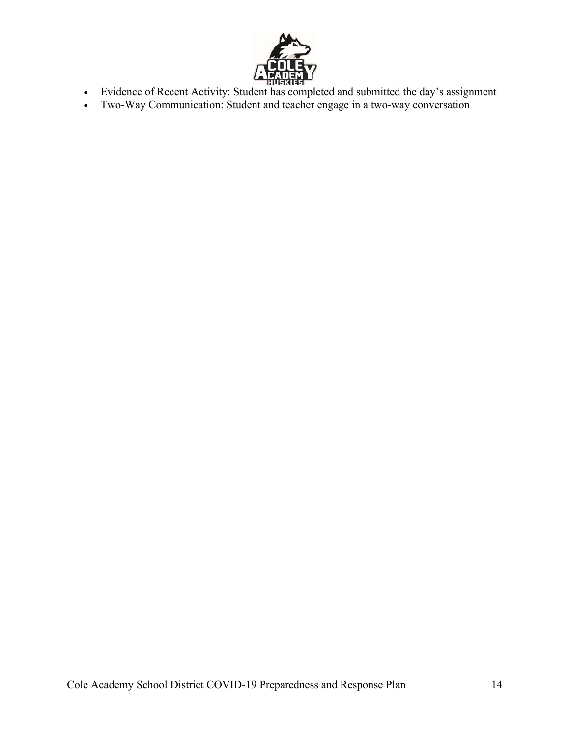- Evidence of Recent Activity: Student has completed and submitted the day's assignment
- Two-Way Communication: Student and teacher engage in a two-way conversation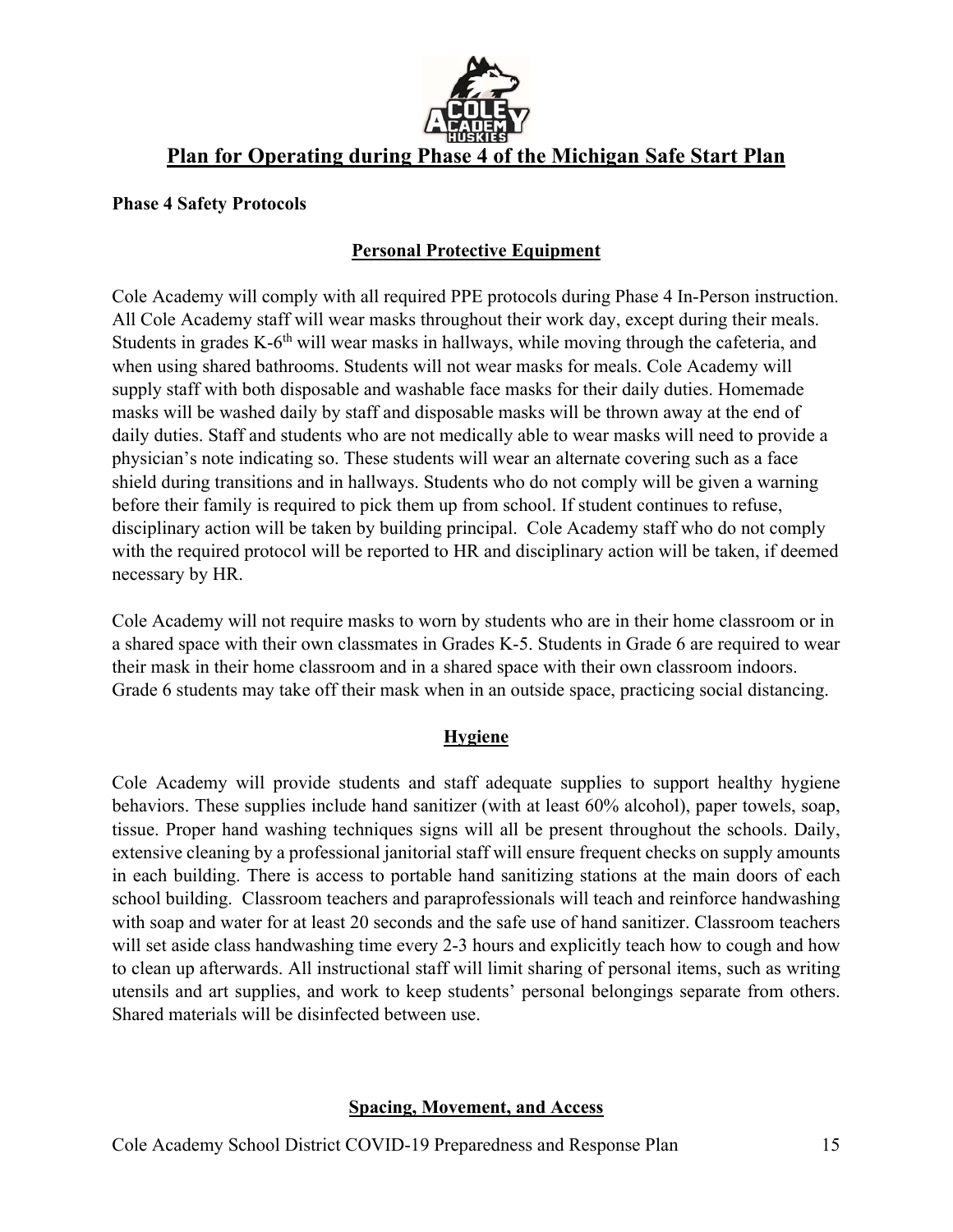## Plan for Operating during Phase 4 of the Michigan Safe Start Plan

**Phase 4 Safety Protocols**

### Personal Protective Equipment

Cole Academy will comply with all required PPE protocols during Phase 4 In-Person instruction. All Cole Academy staff will wear masks throughout their work day, except during their meals. Students in grades K-6th will wear masks in hallways, while moving through the cafeteria, and when using shared bathrooms. Students will not wear masks for meals. Cole Academy will supply staff with both disposable and washable face masks for their daily duties. Homemade masks will be washed daily by staff and disposable masks will be thrown away at the end of daily duties. Staff and students who are not medically able to wear masks will need to provide a physician's note indicating so. These students will wear an alternate covering such as a face shield during transitions and in hallways. Students who do not comply will be given a warning before their family is required to pick them up from school. If student continues to refuse, disciplinary action will be taken by building principal. Cole Academy staff who do not comply with the required protocol will be reported to HR and disciplinary action will be taken, if deemed necessary by HR.

Cole Academy will not require masks to worn by students who are in their home classroom or in a shared space with their own classmates in Grades K-5. Students in Grade 6 are required to wear their mask in their home classroom and in a shared space with their own classroom indoors. Grade 6 students may take off their mask when in an outside space, practicing social distancing.

### Hygiene

Cole Academy will provide students and staff adequate supplies to support healthy hygiene behaviors. These supplies include hand sanitizer (with at least 60% alcohol), paper towels, soap, tissue. Proper hand washing techniques signs will all be present throughout the schools. Daily, extensive cleaning by a professional janitorial staff will ensure frequent checks on supply amounts in each building. There is access to portable hand sanitizing stations at the main doors of each school building. Classroom teachers and paraprofessionals will teach and reinforce handwashing with soap and water for at least 20 seconds and the safe use of hand sanitizer. Classroom teachers will set aside class handwashing time every 2-3 hours and explicitly teach how to cough and how to clean up afterwards. All instructional staff will limit sharing of personal items, such as writing utensils and art supplies, and work to keep students' personal belongings separate from others. Shared materials will be disinfected between use.

### Spacing, Movement, and Access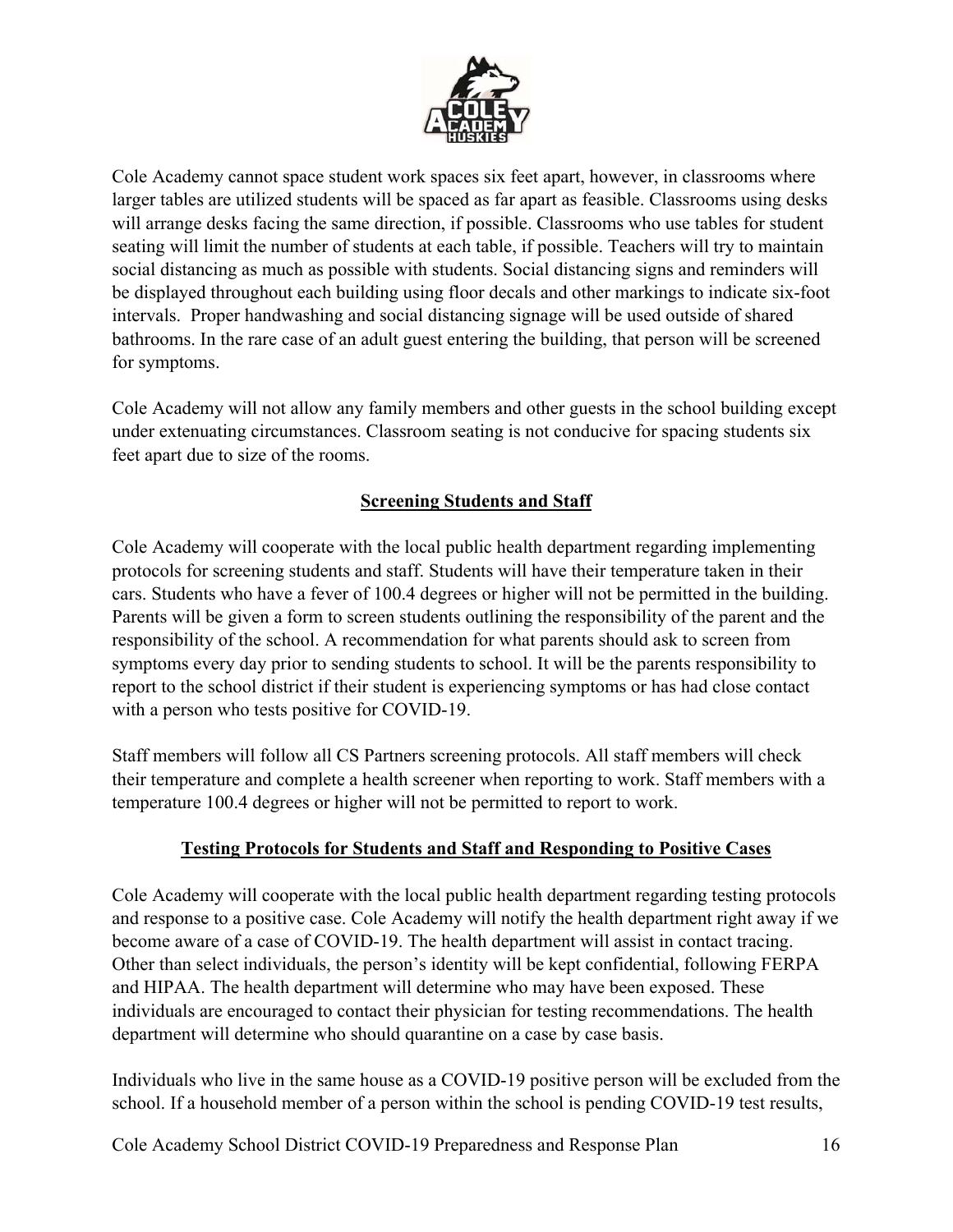Cole Academy cannot space student work spaces six feet apart, however, in classrooms where larger tables are utilized students will be spaced as far apart as feasible. Classrooms using desks will arrange desks facing the same direction, if possible. Classrooms who use tables for student seating will limit the number of students at each table, if possible. Teachers will try to maintain social distancing as much as possible with students. Social distancing signs and reminders will be displayed throughout each building using floor decals and other markings to indicate six-foot intervals. Proper handwashing and social distancing signage will be used outside of shared bathrooms. In the rare case of an adult guest entering the building, that person will be screened for symptoms.

Cole Academy will not allow any family members and other guests in the school building except under extenuating circumstances. Classroom seating is not conducive for spacing students six feet apart due to size of the rooms.

## Screening Students and Staff

Cole Academy will cooperate with the local public health department regarding implementing protocols for screening students and staff. Students will have their temperature taken in their cars. Students who have a fever of 100.4 degrees or higher will not be permitted in the building. Parents will be given a form to screen students outlining the responsibility of the parent and the responsibility of the school. A recommendation for what parents should ask to screen from symptoms every day prior to sending students to school. It will be the parents responsibility to report to the school district if their student is experiencing symptoms or has had close contact with a person who tests positive for COVID-19.

Staff members will follow all CS Partners screening protocols. All staff members will check their temperature and complete a health screener when reporting to work. Staff members with a temperature 100.4 degrees or higher will not be permitted to report to work.

## Testing Protocols for Students and Staff and Responding to Positive Cases

Cole Academy will cooperate with the local public health department regarding testing protocols and response to a positive case. Cole Academy will notify the health department right away if we become aware of a case of COVID-19. The health department will assist in contact tracing. Other than select individuals, the person's identity will be kept confidential, following FERPA and HIPAA. The health department will determine who may have been exposed. These individuals are encouraged to contact their physician for testing recommendations. The health department will determine who should quarantine on a case by case basis.

Individuals who live in the same house as a COVID-19 positive person will be excluded from the school. If a household member of a person within the school is pending COVID-19 test results,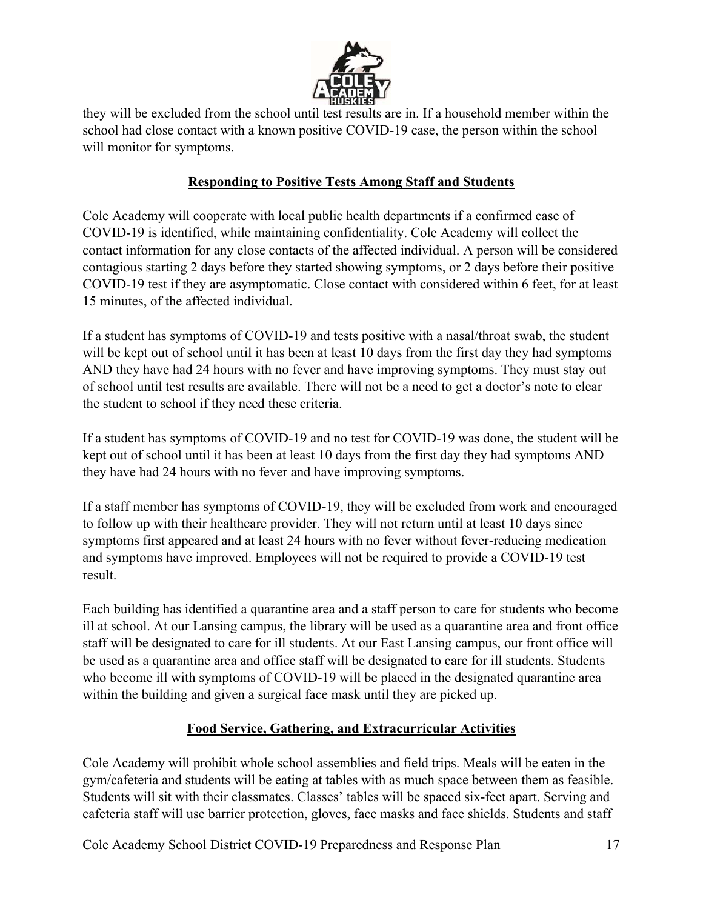they will be excluded from the school until test results are in. If a household member within the school had close contact with a known positive COVID-19 case, the person within the school will monitor for symptoms.

## Responding to Positive Tests Among Staff and Students

Cole Academy will cooperate with local public health departments if a confirmed case of COVID-19 is identified, while maintaining confidentiality. Cole Academy will collect the contact information for any close contacts of the affected individual. A person will be considered contagious starting 2 days before they started showing symptoms, or 2 days before their positive COVID-19 test if they are asymptomatic. Close contact with considered within 6 feet, for at least 15 minutes, of the affected individual.

If a student has symptoms of COVID-19 and tests positive with a nasal/throat swab, the student will be kept out of school until it has been at least 10 days from the first day they had symptoms AND they have had 24 hours with no fever and have improving symptoms. They must stay out of school until test results are available. There will not be a need to get a doctor's note to clear the student to school if they need these criteria.

If a student has symptoms of COVID-19 and no test for COVID-19 was done, the student will be kept out of school until it has been at least 10 days from the first day they had symptoms AND they have had 24 hours with no fever and have improving symptoms.

If a staff member has symptoms of COVID-19, they will be excluded from work and encouraged to follow up with their healthcare provider. They will not return until at least 10 days since symptoms first appeared and at least 24 hours with no fever without fever-reducing medication and symptoms have improved. Employees will not be required to provide a COVID-19 test result.

Each building has identified a quarantine area and a staff person to care for students who become ill at school. At our Lansing campus, the library will be used as a quarantine area and front office staff will be designated to care for ill students. At our East Lansing campus, our front office will be used as a quarantine area and office staff will be designated to care for ill students. Students who become ill with symptoms of COVID-19 will be placed in the designated quarantine area within the building and given a surgical face mask until they are picked up.

## Food Service, Gathering, and Extracurricular Activities

Cole Academy will prohibit whole school assemblies and field trips. Meals will be eaten in the gym/cafeteria and students will be eating at tables with as much space between them as feasible. Students will sit with their classmates. Classes' tables will be spaced six-feet apart. Serving and cafeteria staff will use barrier protection, gloves, face masks and face shields. Students and staff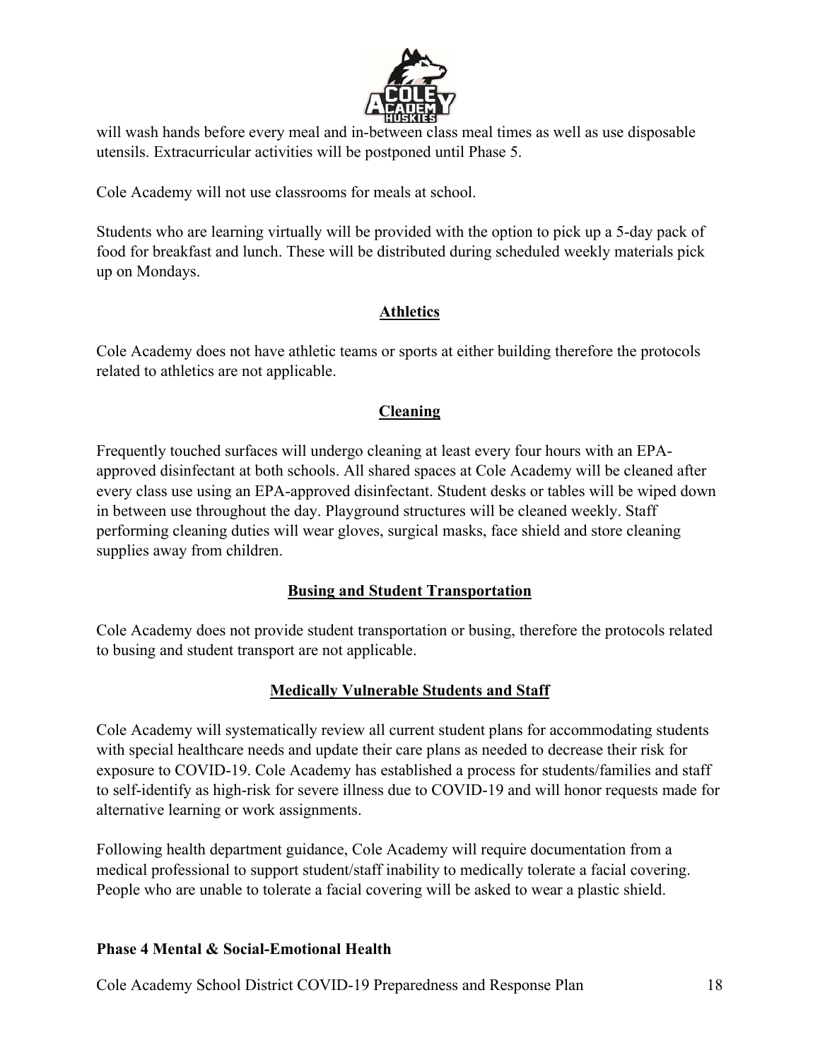will wash hands before every meal and in-between class meal times as well as use disposable utensils. Extracurricular activities will be postponed until Phase 5.

Cole Academy will not use classrooms for meals at school.

Students who are learning virtually will be provided with the option to pick up a 5-day pack of food for breakfast and lunch. These will be distributed during scheduled weekly materials pick up on Mondays.

## Athletics

Cole Academy does not have athletic teams or sports at either building therefore the protocols related to athletics are not applicable.

## Cleaning

Frequently touched surfaces will undergo cleaning at least every four hours with an EPA-approved disinfectant at both schools. All shared spaces at Cole Academy will be cleaned after every class use using an EPA-approved disinfectant. Student desks or tables will be wiped down in between use throughout the day. Playground structures will be cleaned weekly. Staff performing cleaning duties will wear gloves, surgical masks, face shield and store cleaning supplies away from children.

## Busing and Student Transportation

Cole Academy does not provide student transportation or busing, therefore the protocols related to busing and student transport are not applicable.

## Medically Vulnerable Students and Staff

Cole Academy will systematically review all current student plans for accommodating students with special healthcare needs and update their care plans as needed to decrease their risk for exposure to COVID-19. Cole Academy has established a process for students/families and staff to self-identify as high-risk for severe illness due to COVID-19 and will honor requests made for alternative learning or work assignments.

Following health department guidance, Cole Academy will require documentation from a medical professional to support student/staff inability to medically tolerate a facial covering. People who are unable to tolerate a facial covering will be asked to wear a plastic shield.

**Phase 4 Mental & Social-Emotional Health**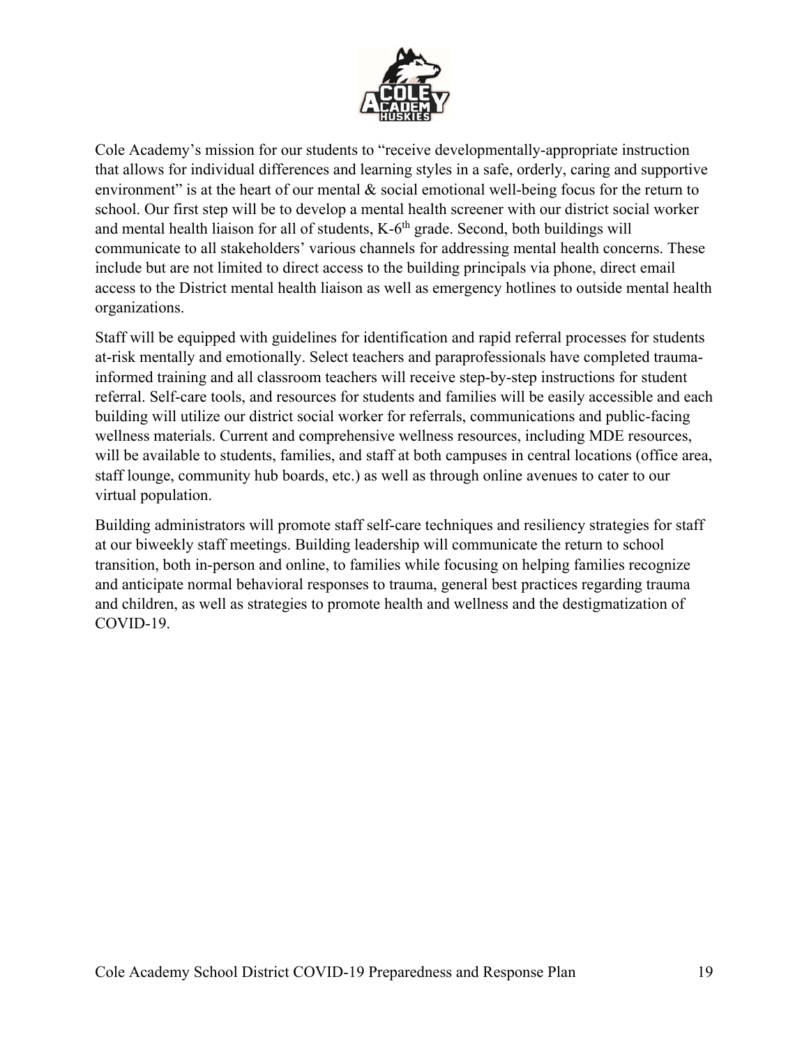Cole Academy's mission for our students to "receive developmentally-appropriate instruction that allows for individual differences and learning styles in a safe, orderly, caring and supportive environment" is at the heart of our mental & social emotional well-being focus for the return to school. Our first step will be to develop a mental health screener with our district social worker and mental health liaison for all of students, K-6th grade. Second, both buildings will communicate to all stakeholders' various channels for addressing mental health concerns. These include but are not limited to direct access to the building principals via phone, direct email access to the District mental health liaison as well as emergency hotlines to outside mental health organizations.

Staff will be equipped with guidelines for identification and rapid referral processes for students at-risk mentally and emotionally. Select teachers and paraprofessionals have completed trauma-informed training and all classroom teachers will receive step-by-step instructions for student referral. Self-care tools, and resources for students and families will be easily accessible and each building will utilize our district social worker for referrals, communications and public-facing wellness materials. Current and comprehensive wellness resources, including MDE resources, will be available to students, families, and staff at both campuses in central locations (office area, staff lounge, community hub boards, etc.) as well as through online avenues to cater to our virtual population.

Building administrators will promote staff self-care techniques and resiliency strategies for staff at our biweekly staff meetings. Building leadership will communicate the return to school transition, both in-person and online, to families while focusing on helping families recognize and anticipate normal behavioral responses to trauma, general best practices regarding trauma and children, as well as strategies to promote health and wellness and the destigmatization of COVID-19.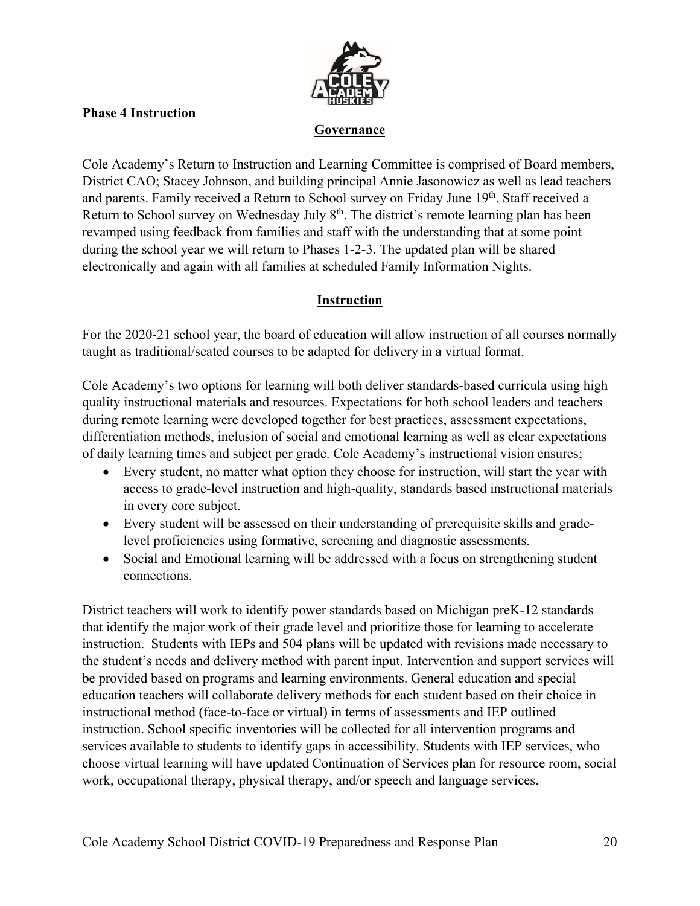**Phase 4 Instruction**

## Governance

Cole Academy's Return to Instruction and Learning Committee is comprised of Board members, District CAO; Stacey Johnson, and building principal Annie Jasonowicz as well as lead teachers and parents. Family received a Return to School survey on Friday June 19th. Staff received a Return to School survey on Wednesday July 8th. The district's remote learning plan has been revamped using feedback from families and staff with the understanding that at some point during the school year we will return to Phases 1-2-3. The updated plan will be shared electronically and again with all families at scheduled Family Information Nights.

## Instruction

For the 2020-21 school year, the board of education will allow instruction of all courses normally taught as traditional/seated courses to be adapted for delivery in a virtual format.

Cole Academy's two options for learning will both deliver standards-based curricula using high quality instructional materials and resources. Expectations for both school leaders and teachers during remote learning were developed together for best practices, assessment expectations, differentiation methods, inclusion of social and emotional learning as well as clear expectations of daily learning times and subject per grade. Cole Academy's instructional vision ensures;

- Every student, no matter what option they choose for instruction, will start the year with access to grade-level instruction and high-quality, standards based instructional materials in every core subject.
- Every student will be assessed on their understanding of prerequisite skills and grade-level proficiencies using formative, screening and diagnostic assessments.
- Social and Emotional learning will be addressed with a focus on strengthening student connections.

District teachers will work to identify power standards based on Michigan preK-12 standards that identify the major work of their grade level and prioritize those for learning to accelerate instruction. Students with IEPs and 504 plans will be updated with revisions made necessary to the student's needs and delivery method with parent input. Intervention and support services will be provided based on programs and learning environments. General education and special education teachers will collaborate delivery methods for each student based on their choice in instructional method (face-to-face or virtual) in terms of assessments and IEP outlined instruction. School specific inventories will be collected for all intervention programs and services available to students to identify gaps in accessibility. Students with IEP services, who choose virtual learning will have updated Continuation of Services plan for resource room, social work, occupational therapy, physical therapy, and/or speech and language services.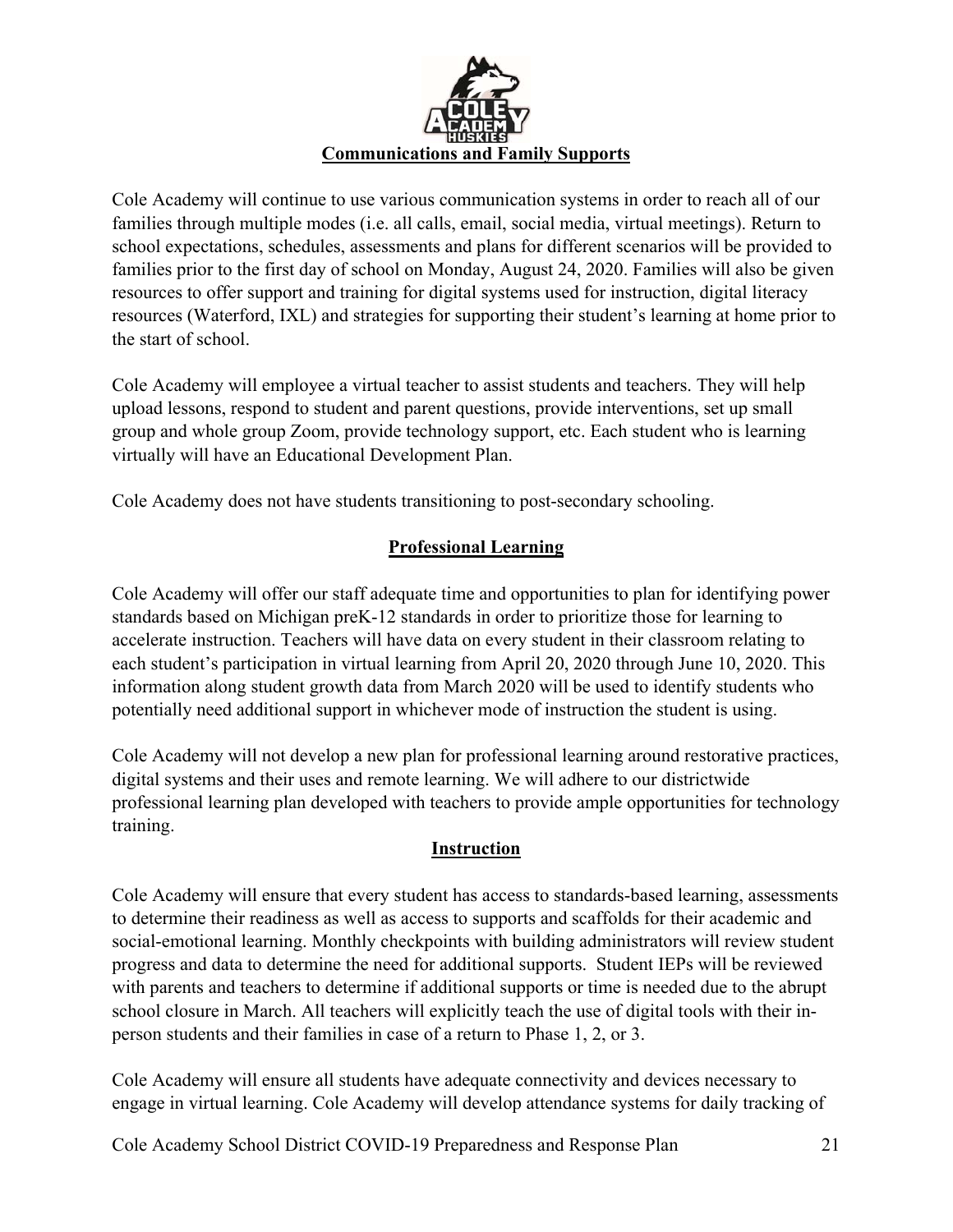## Communications and Family Supports

Cole Academy will continue to use various communication systems in order to reach all of our families through multiple modes (i.e. all calls, email, social media, virtual meetings). Return to school expectations, schedules, assessments and plans for different scenarios will be provided to families prior to the first day of school on Monday, August 24, 2020. Families will also be given resources to offer support and training for digital systems used for instruction, digital literacy resources (Waterford, IXL) and strategies for supporting their student's learning at home prior to the start of school.

Cole Academy will employee a virtual teacher to assist students and teachers. They will help upload lessons, respond to student and parent questions, provide interventions, set up small group and whole group Zoom, provide technology support, etc. Each student who is learning virtually will have an Educational Development Plan.

Cole Academy does not have students transitioning to post-secondary schooling.

## Professional Learning

Cole Academy will offer our staff adequate time and opportunities to plan for identifying power standards based on Michigan preK-12 standards in order to prioritize those for learning to accelerate instruction. Teachers will have data on every student in their classroom relating to each student's participation in virtual learning from April 20, 2020 through June 10, 2020. This information along student growth data from March 2020 will be used to identify students who potentially need additional support in whichever mode of instruction the student is using.

Cole Academy will not develop a new plan for professional learning around restorative practices, digital systems and their uses and remote learning. We will adhere to our districtwide professional learning plan developed with teachers to provide ample opportunities for technology training.

## Instruction

Cole Academy will ensure that every student has access to standards-based learning, assessments to determine their readiness as well as access to supports and scaffolds for their academic and social-emotional learning. Monthly checkpoints with building administrators will review student progress and data to determine the need for additional supports. Student IEPs will be reviewed with parents and teachers to determine if additional supports or time is needed due to the abrupt school closure in March. All teachers will explicitly teach the use of digital tools with their in-person students and their families in case of a return to Phase 1, 2, or 3.

Cole Academy will ensure all students have adequate connectivity and devices necessary to engage in virtual learning. Cole Academy will develop attendance systems for daily tracking of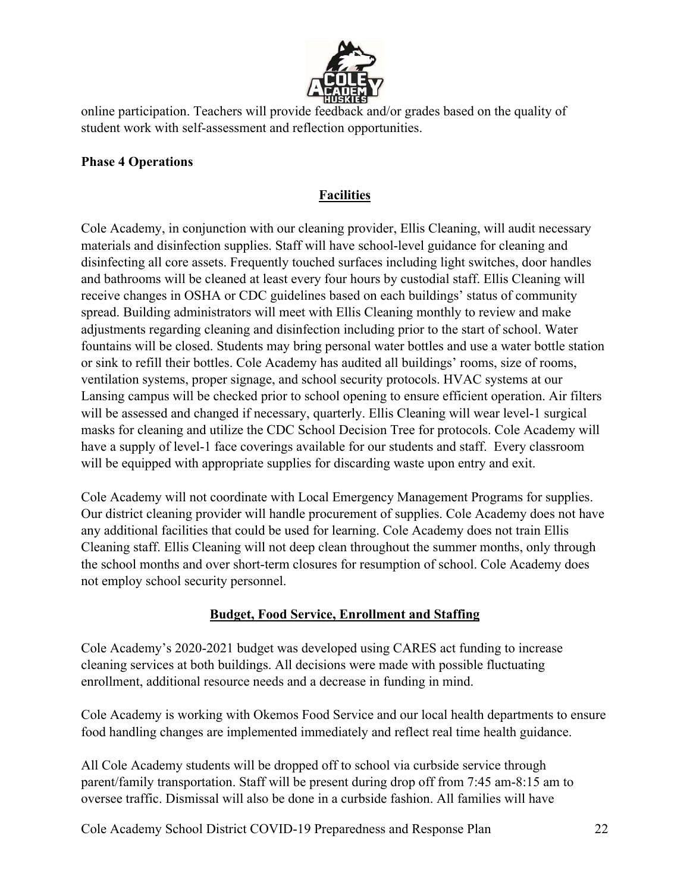online participation. Teachers will provide feedback and/or grades based on the quality of student work with self-assessment and reflection opportunities.

**Phase 4 Operations**

## Facilities

Cole Academy, in conjunction with our cleaning provider, Ellis Cleaning, will audit necessary materials and disinfection supplies. Staff will have school-level guidance for cleaning and disinfecting all core assets. Frequently touched surfaces including light switches, door handles and bathrooms will be cleaned at least every four hours by custodial staff. Ellis Cleaning will receive changes in OSHA or CDC guidelines based on each buildings' status of community spread. Building administrators will meet with Ellis Cleaning monthly to review and make adjustments regarding cleaning and disinfection including prior to the start of school. Water fountains will be closed. Students may bring personal water bottles and use a water bottle station or sink to refill their bottles. Cole Academy has audited all buildings' rooms, size of rooms, ventilation systems, proper signage, and school security protocols. HVAC systems at our Lansing campus will be checked prior to school opening to ensure efficient operation. Air filters will be assessed and changed if necessary, quarterly. Ellis Cleaning will wear level-1 surgical masks for cleaning and utilize the CDC School Decision Tree for protocols. Cole Academy will have a supply of level-1 face coverings available for our students and staff. Every classroom will be equipped with appropriate supplies for discarding waste upon entry and exit.

Cole Academy will not coordinate with Local Emergency Management Programs for supplies. Our district cleaning provider will handle procurement of supplies. Cole Academy does not have any additional facilities that could be used for learning. Cole Academy does not train Ellis Cleaning staff. Ellis Cleaning will not deep clean throughout the summer months, only through the school months and over short-term closures for resumption of school. Cole Academy does not employ school security personnel.

## Budget, Food Service, Enrollment and Staffing

Cole Academy's 2020-2021 budget was developed using CARES act funding to increase cleaning services at both buildings. All decisions were made with possible fluctuating enrollment, additional resource needs and a decrease in funding in mind.

Cole Academy is working with Okemos Food Service and our local health departments to ensure food handling changes are implemented immediately and reflect real time health guidance.

All Cole Academy students will be dropped off to school via curbside service through parent/family transportation. Staff will be present during drop off from 7:45 am-8:15 am to oversee traffic. Dismissal will also be done in a curbside fashion. All families will have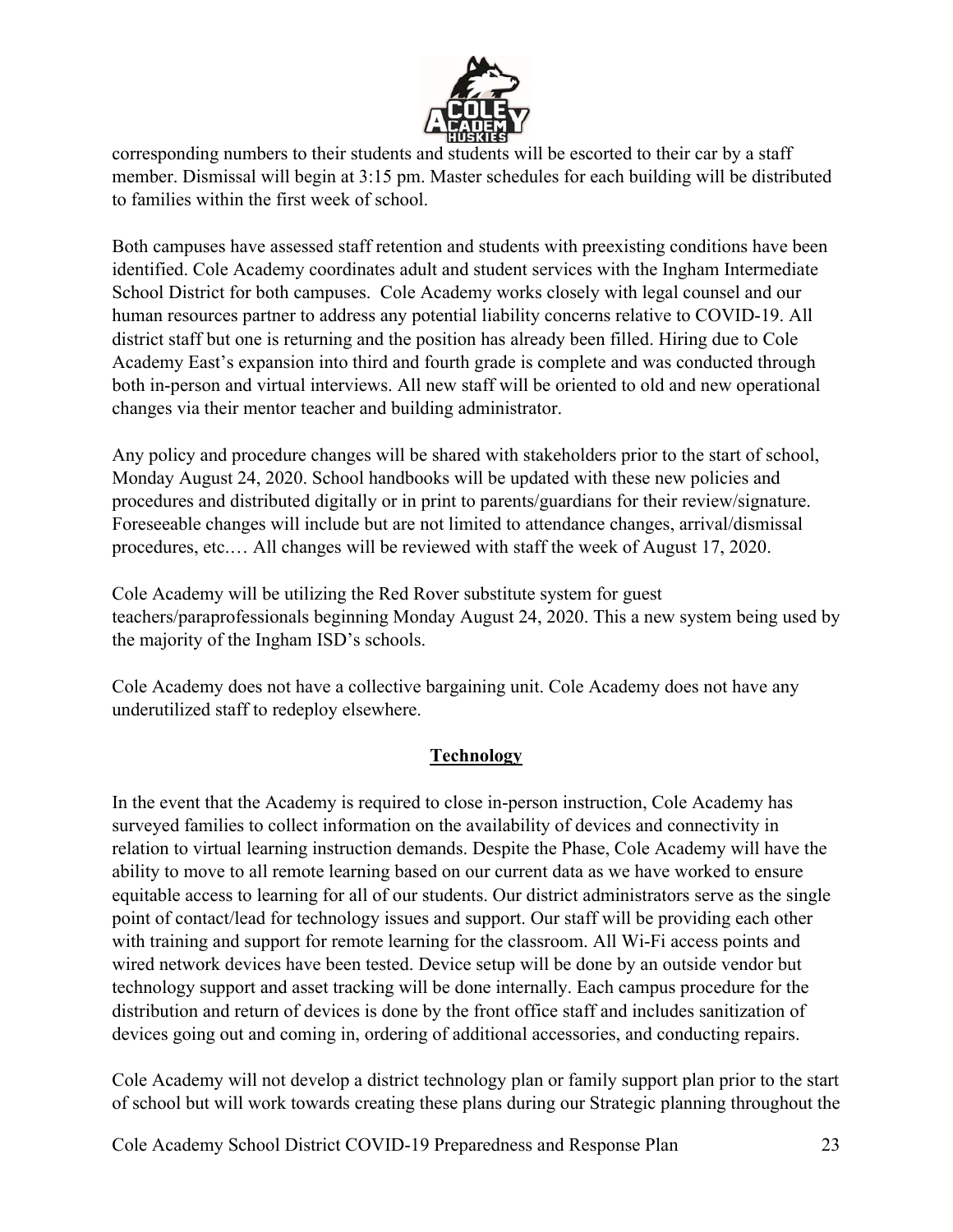corresponding numbers to their students and students will be escorted to their car by a staff member. Dismissal will begin at 3:15 pm. Master schedules for each building will be distributed to families within the first week of school.

Both campuses have assessed staff retention and students with preexisting conditions have been identified. Cole Academy coordinates adult and student services with the Ingham Intermediate School District for both campuses. Cole Academy works closely with legal counsel and our human resources partner to address any potential liability concerns relative to COVID-19. All district staff but one is returning and the position has already been filled. Hiring due to Cole Academy East's expansion into third and fourth grade is complete and was conducted through both in-person and virtual interviews. All new staff will be oriented to old and new operational changes via their mentor teacher and building administrator.

Any policy and procedure changes will be shared with stakeholders prior to the start of school, Monday August 24, 2020. School handbooks will be updated with these new policies and procedures and distributed digitally or in print to parents/guardians for their review/signature. Foreseeable changes will include but are not limited to attendance changes, arrival/dismissal procedures, etc.… All changes will be reviewed with staff the week of August 17, 2020.

Cole Academy will be utilizing the Red Rover substitute system for guest teachers/paraprofessionals beginning Monday August 24, 2020. This a new system being used by the majority of the Ingham ISD's schools.

Cole Academy does not have a collective bargaining unit. Cole Academy does not have any underutilized staff to redeploy elsewhere.

## **Technology**

In the event that the Academy is required to close in-person instruction, Cole Academy has surveyed families to collect information on the availability of devices and connectivity in relation to virtual learning instruction demands. Despite the Phase, Cole Academy will have the ability to move to all remote learning based on our current data as we have worked to ensure equitable access to learning for all of our students. Our district administrators serve as the single point of contact/lead for technology issues and support. Our staff will be providing each other with training and support for remote learning for the classroom. All Wi-Fi access points and wired network devices have been tested. Device setup will be done by an outside vendor but technology support and asset tracking will be done internally. Each campus procedure for the distribution and return of devices is done by the front office staff and includes sanitization of devices going out and coming in, ordering of additional accessories, and conducting repairs.

Cole Academy will not develop a district technology plan or family support plan prior to the start of school but will work towards creating these plans during our Strategic planning throughout the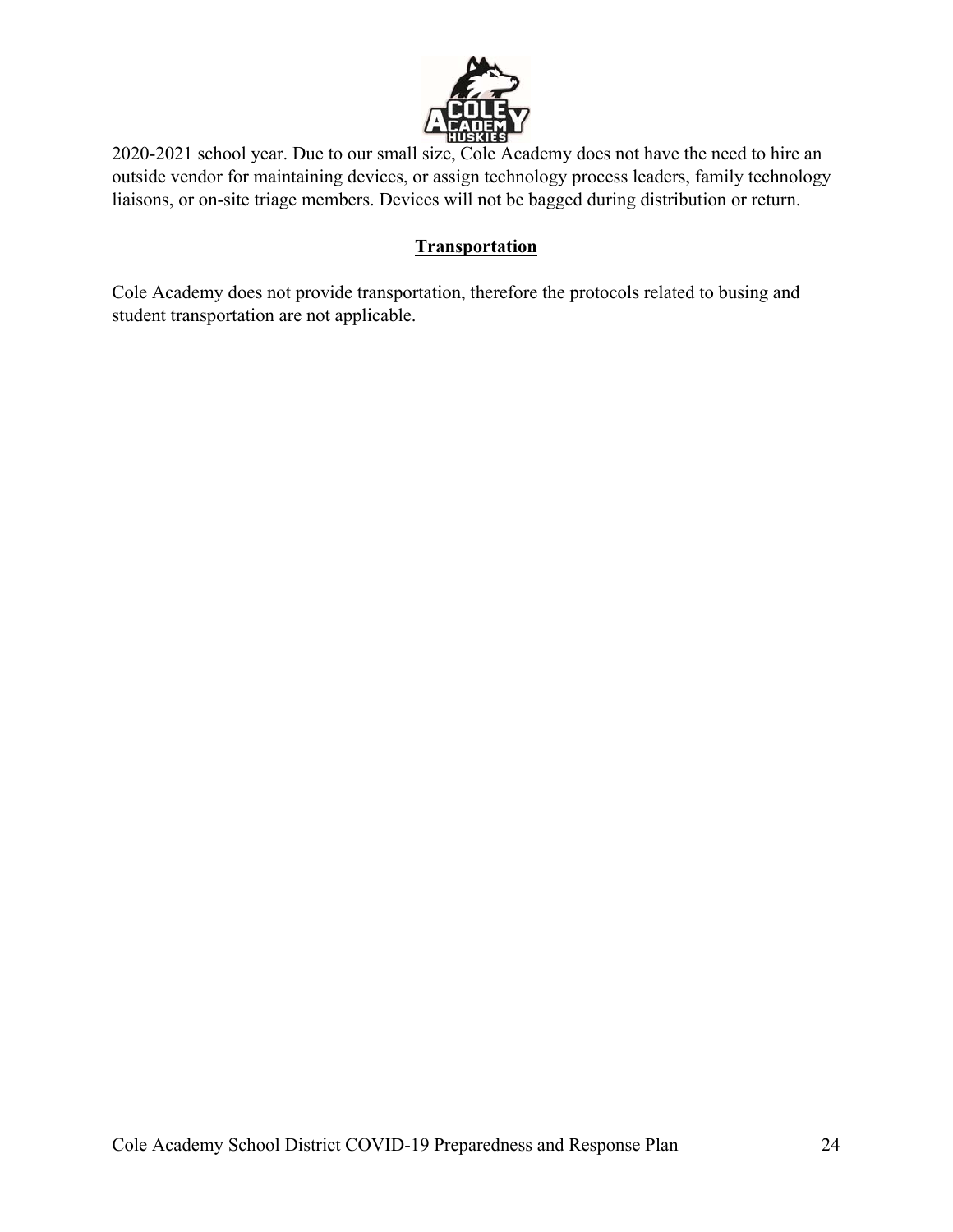2020-2021 school year. Due to our small size, Cole Academy does not have the need to hire an outside vendor for maintaining devices, or assign technology process leaders, family technology liaisons, or on-site triage members. Devices will not be bagged during distribution or return.

## Transportation

Cole Academy does not provide transportation, therefore the protocols related to busing and student transportation are not applicable.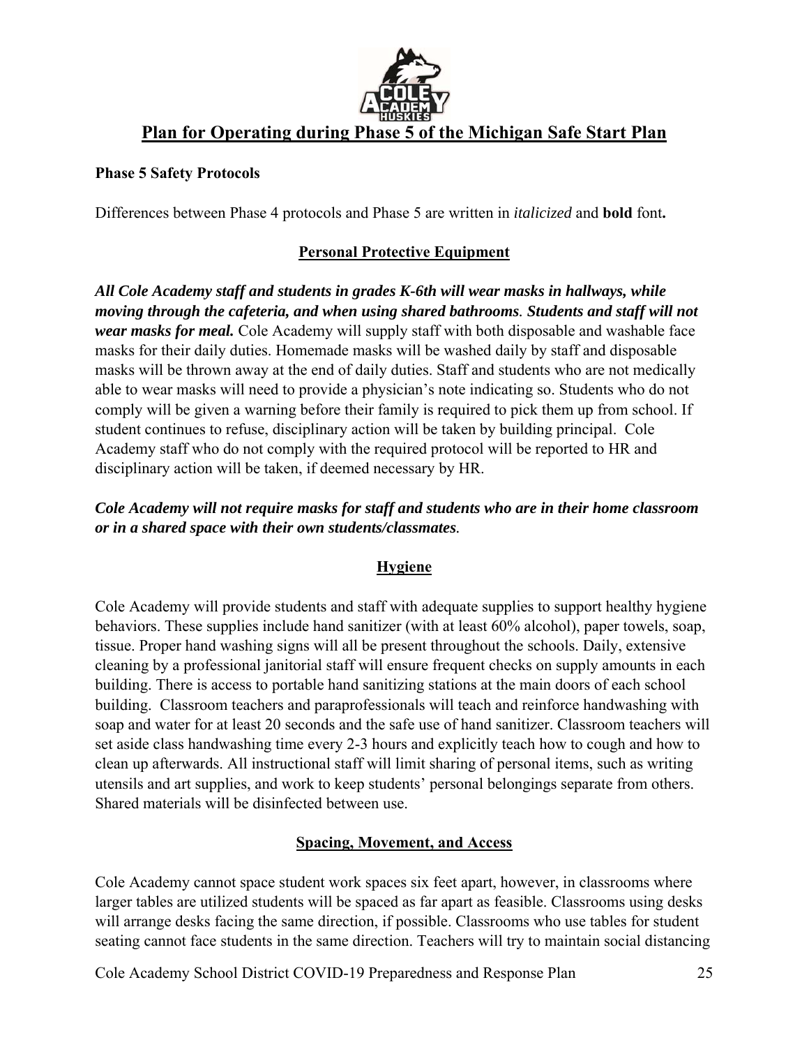# Plan for Operating during Phase 5 of the Michigan Safe Start Plan

**Phase 5 Safety Protocols**

Differences between Phase 4 protocols and Phase 5 are written in *italicized* and **bold** font**.**

## Personal Protective Equipment

***All Cole Academy staff and students in grades K-6th will wear masks in hallways, while moving through the cafeteria, and when using shared bathrooms. Students and staff will not wear masks for meal.*** Cole Academy will supply staff with both disposable and washable face masks for their daily duties. Homemade masks will be washed daily by staff and disposable masks will be thrown away at the end of daily duties. Staff and students who are not medically able to wear masks will need to provide a physician's note indicating so. Students who do not comply will be given a warning before their family is required to pick them up from school. If student continues to refuse, disciplinary action will be taken by building principal. Cole Academy staff who do not comply with the required protocol will be reported to HR and disciplinary action will be taken, if deemed necessary by HR.

***Cole Academy will not require masks for staff and students who are in their home classroom or in a shared space with their own students/classmates.***

## Hygiene

Cole Academy will provide students and staff with adequate supplies to support healthy hygiene behaviors. These supplies include hand sanitizer (with at least 60% alcohol), paper towels, soap, tissue. Proper hand washing signs will all be present throughout the schools. Daily, extensive cleaning by a professional janitorial staff will ensure frequent checks on supply amounts in each building. There is access to portable hand sanitizing stations at the main doors of each school building. Classroom teachers and paraprofessionals will teach and reinforce handwashing with soap and water for at least 20 seconds and the safe use of hand sanitizer. Classroom teachers will set aside class handwashing time every 2-3 hours and explicitly teach how to cough and how to clean up afterwards. All instructional staff will limit sharing of personal items, such as writing utensils and art supplies, and work to keep students' personal belongings separate from others. Shared materials will be disinfected between use.

## Spacing, Movement, and Access

Cole Academy cannot space student work spaces six feet apart, however, in classrooms where larger tables are utilized students will be spaced as far apart as feasible. Classrooms using desks will arrange desks facing the same direction, if possible. Classrooms who use tables for student seating cannot face students in the same direction. Teachers will try to maintain social distancing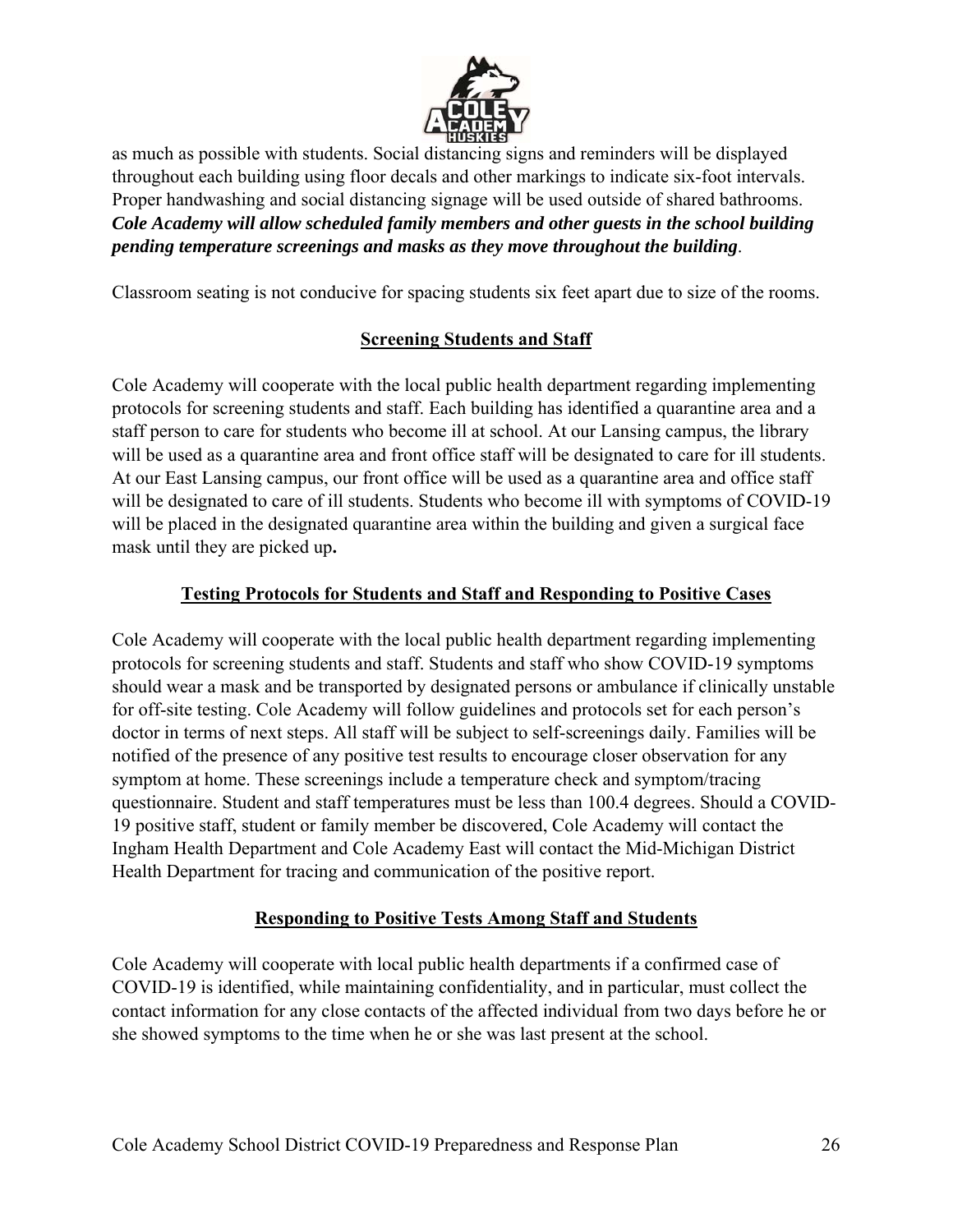as much as possible with students. Social distancing signs and reminders will be displayed throughout each building using floor decals and other markings to indicate six-foot intervals. Proper handwashing and social distancing signage will be used outside of shared bathrooms. ***Cole Academy will allow scheduled family members and other guests in the school building pending temperature screenings and masks as they move throughout the building***.

Classroom seating is not conducive for spacing students six feet apart due to size of the rooms.

## Screening Students and Staff

Cole Academy will cooperate with the local public health department regarding implementing protocols for screening students and staff. Each building has identified a quarantine area and a staff person to care for students who become ill at school. At our Lansing campus, the library will be used as a quarantine area and front office staff will be designated to care for ill students. At our East Lansing campus, our front office will be used as a quarantine area and office staff will be designated to care of ill students. Students who become ill with symptoms of COVID-19 will be placed in the designated quarantine area within the building and given a surgical face mask until they are picked up**.**

## Testing Protocols for Students and Staff and Responding to Positive Cases

Cole Academy will cooperate with the local public health department regarding implementing protocols for screening students and staff. Students and staff who show COVID-19 symptoms should wear a mask and be transported by designated persons or ambulance if clinically unstable for off-site testing. Cole Academy will follow guidelines and protocols set for each person's doctor in terms of next steps. All staff will be subject to self-screenings daily. Families will be notified of the presence of any positive test results to encourage closer observation for any symptom at home. These screenings include a temperature check and symptom/tracing questionnaire. Student and staff temperatures must be less than 100.4 degrees. Should a COVID-19 positive staff, student or family member be discovered, Cole Academy will contact the Ingham Health Department and Cole Academy East will contact the Mid-Michigan District Health Department for tracing and communication of the positive report.

## Responding to Positive Tests Among Staff and Students

Cole Academy will cooperate with local public health departments if a confirmed case of COVID-19 is identified, while maintaining confidentiality, and in particular, must collect the contact information for any close contacts of the affected individual from two days before he or she showed symptoms to the time when he or she was last present at the school.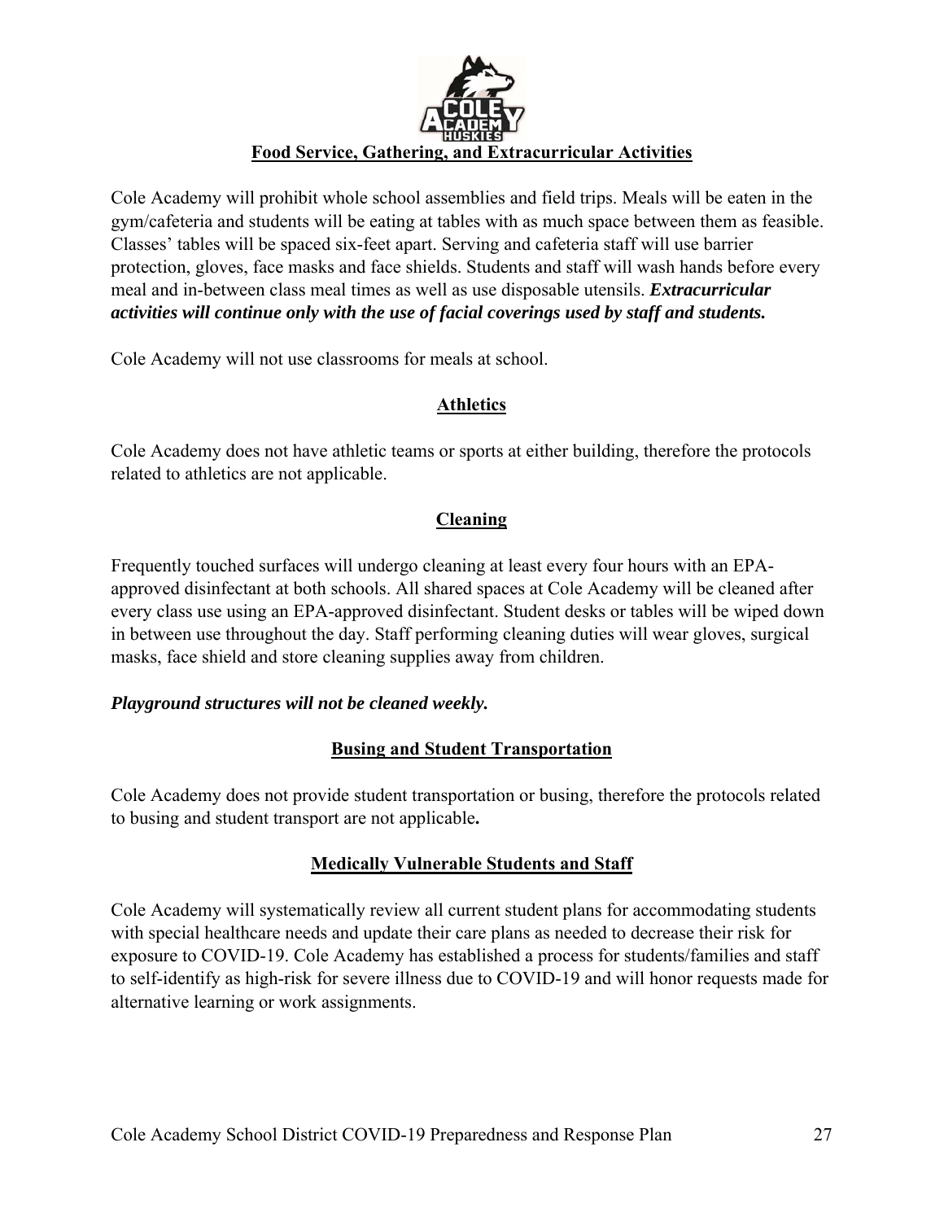## Food Service, Gathering, and Extracurricular Activities

Cole Academy will prohibit whole school assemblies and field trips. Meals will be eaten in the gym/cafeteria and students will be eating at tables with as much space between them as feasible. Classes' tables will be spaced six-feet apart. Serving and cafeteria staff will use barrier protection, gloves, face masks and face shields. Students and staff will wash hands before every meal and in-between class meal times as well as use disposable utensils. ***Extracurricular activities will continue only with the use of facial coverings used by staff and students.***

Cole Academy will not use classrooms for meals at school.

## Athletics

Cole Academy does not have athletic teams or sports at either building, therefore the protocols related to athletics are not applicable.

## Cleaning

Frequently touched surfaces will undergo cleaning at least every four hours with an EPA-approved disinfectant at both schools. All shared spaces at Cole Academy will be cleaned after every class use using an EPA-approved disinfectant. Student desks or tables will be wiped down in between use throughout the day. Staff performing cleaning duties will wear gloves, surgical masks, face shield and store cleaning supplies away from children.

***Playground structures will not be cleaned weekly.***

## Busing and Student Transportation

Cole Academy does not provide student transportation or busing, therefore the protocols related to busing and student transport are not applicable**.**

## Medically Vulnerable Students and Staff

Cole Academy will systematically review all current student plans for accommodating students with special healthcare needs and update their care plans as needed to decrease their risk for exposure to COVID-19. Cole Academy has established a process for students/families and staff to self-identify as high-risk for severe illness due to COVID-19 and will honor requests made for alternative learning or work assignments.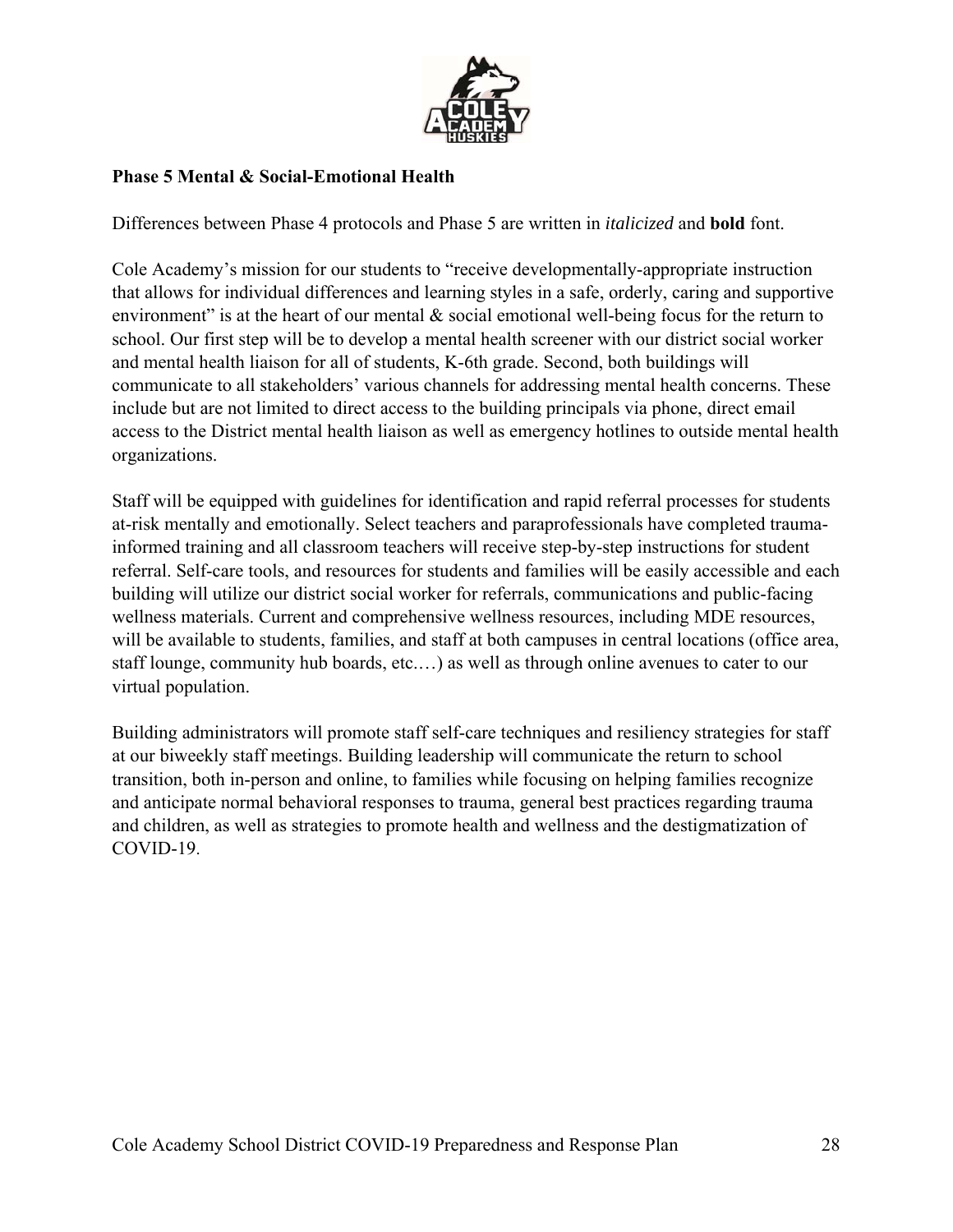**Phase 5 Mental & Social-Emotional Health**

Differences between Phase 4 protocols and Phase 5 are written in *italicized* and **bold** font.

Cole Academy's mission for our students to "receive developmentally-appropriate instruction that allows for individual differences and learning styles in a safe, orderly, caring and supportive environment" is at the heart of our mental & social emotional well-being focus for the return to school. Our first step will be to develop a mental health screener with our district social worker and mental health liaison for all of students, K-6th grade. Second, both buildings will communicate to all stakeholders' various channels for addressing mental health concerns. These include but are not limited to direct access to the building principals via phone, direct email access to the District mental health liaison as well as emergency hotlines to outside mental health organizations.

Staff will be equipped with guidelines for identification and rapid referral processes for students at-risk mentally and emotionally. Select teachers and paraprofessionals have completed trauma-informed training and all classroom teachers will receive step-by-step instructions for student referral. Self-care tools, and resources for students and families will be easily accessible and each building will utilize our district social worker for referrals, communications and public-facing wellness materials. Current and comprehensive wellness resources, including MDE resources, will be available to students, families, and staff at both campuses in central locations (office area, staff lounge, community hub boards, etc.…) as well as through online avenues to cater to our virtual population.

Building administrators will promote staff self-care techniques and resiliency strategies for staff at our biweekly staff meetings. Building leadership will communicate the return to school transition, both in-person and online, to families while focusing on helping families recognize and anticipate normal behavioral responses to trauma, general best practices regarding trauma and children, as well as strategies to promote health and wellness and the destigmatization of COVID-19.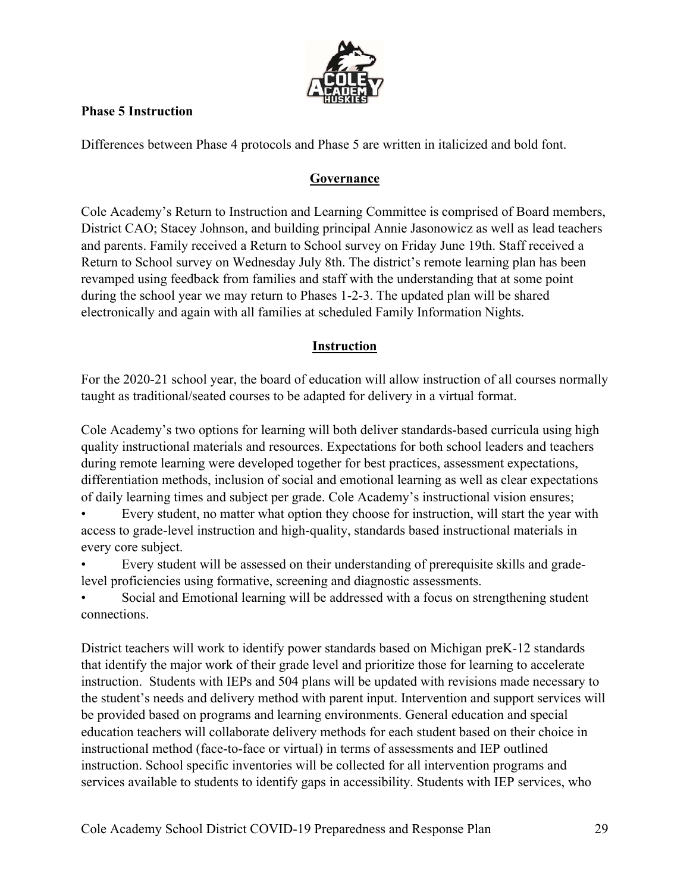**Phase 5 Instruction**

Differences between Phase 4 protocols and Phase 5 are written in italicized and bold font.

## Governance

Cole Academy's Return to Instruction and Learning Committee is comprised of Board members, District CAO; Stacey Johnson, and building principal Annie Jasonowicz as well as lead teachers and parents. Family received a Return to School survey on Friday June 19th. Staff received a Return to School survey on Wednesday July 8th. The district's remote learning plan has been revamped using feedback from families and staff with the understanding that at some point during the school year we may return to Phases 1-2-3. The updated plan will be shared electronically and again with all families at scheduled Family Information Nights.

## Instruction

For the 2020-21 school year, the board of education will allow instruction of all courses normally taught as traditional/seated courses to be adapted for delivery in a virtual format.

Cole Academy's two options for learning will both deliver standards-based curricula using high quality instructional materials and resources. Expectations for both school leaders and teachers during remote learning were developed together for best practices, assessment expectations, differentiation methods, inclusion of social and emotional learning as well as clear expectations of daily learning times and subject per grade. Cole Academy's instructional vision ensures;

- Every student, no matter what option they choose for instruction, will start the year with access to grade-level instruction and high-quality, standards based instructional materials in every core subject.
- Every student will be assessed on their understanding of prerequisite skills and grade-level proficiencies using formative, screening and diagnostic assessments.
- Social and Emotional learning will be addressed with a focus on strengthening student connections.

District teachers will work to identify power standards based on Michigan preK-12 standards that identify the major work of their grade level and prioritize those for learning to accelerate instruction. Students with IEPs and 504 plans will be updated with revisions made necessary to the student's needs and delivery method with parent input. Intervention and support services will be provided based on programs and learning environments. General education and special education teachers will collaborate delivery methods for each student based on their choice in instructional method (face-to-face or virtual) in terms of assessments and IEP outlined instruction. School specific inventories will be collected for all intervention programs and services available to students to identify gaps in accessibility. Students with IEP services, who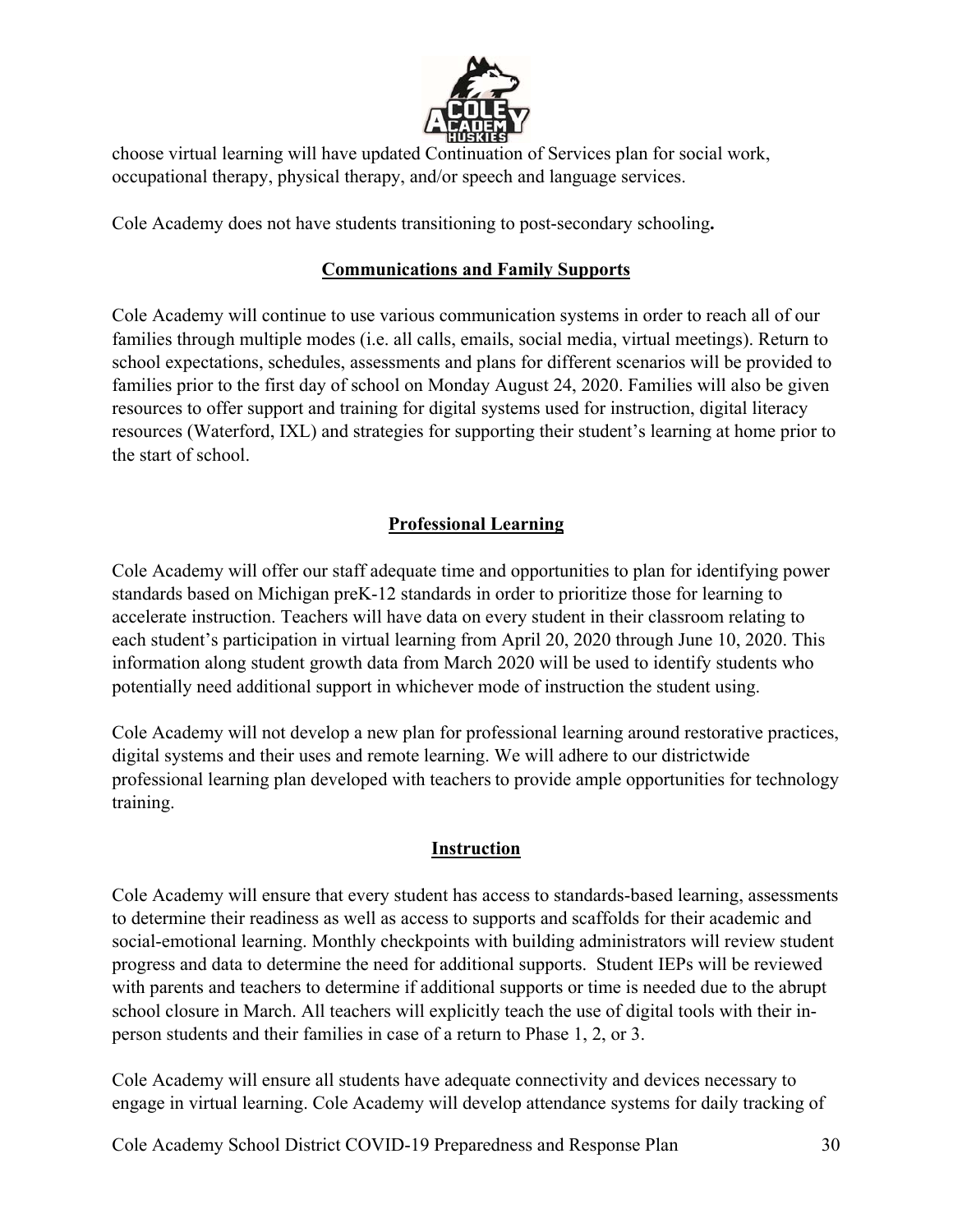choose virtual learning will have updated Continuation of Services plan for social work, occupational therapy, physical therapy, and/or speech and language services.

Cole Academy does not have students transitioning to post-secondary schooling**.**

## Communications and Family Supports

Cole Academy will continue to use various communication systems in order to reach all of our families through multiple modes (i.e. all calls, emails, social media, virtual meetings). Return to school expectations, schedules, assessments and plans for different scenarios will be provided to families prior to the first day of school on Monday August 24, 2020. Families will also be given resources to offer support and training for digital systems used for instruction, digital literacy resources (Waterford, IXL) and strategies for supporting their student's learning at home prior to the start of school.

## Professional Learning

Cole Academy will offer our staff adequate time and opportunities to plan for identifying power standards based on Michigan preK-12 standards in order to prioritize those for learning to accelerate instruction. Teachers will have data on every student in their classroom relating to each student's participation in virtual learning from April 20, 2020 through June 10, 2020. This information along student growth data from March 2020 will be used to identify students who potentially need additional support in whichever mode of instruction the student using.

Cole Academy will not develop a new plan for professional learning around restorative practices, digital systems and their uses and remote learning. We will adhere to our districtwide professional learning plan developed with teachers to provide ample opportunities for technology training.

## Instruction

Cole Academy will ensure that every student has access to standards-based learning, assessments to determine their readiness as well as access to supports and scaffolds for their academic and social-emotional learning. Monthly checkpoints with building administrators will review student progress and data to determine the need for additional supports. Student IEPs will be reviewed with parents and teachers to determine if additional supports or time is needed due to the abrupt school closure in March. All teachers will explicitly teach the use of digital tools with their in-person students and their families in case of a return to Phase 1, 2, or 3.

Cole Academy will ensure all students have adequate connectivity and devices necessary to engage in virtual learning. Cole Academy will develop attendance systems for daily tracking of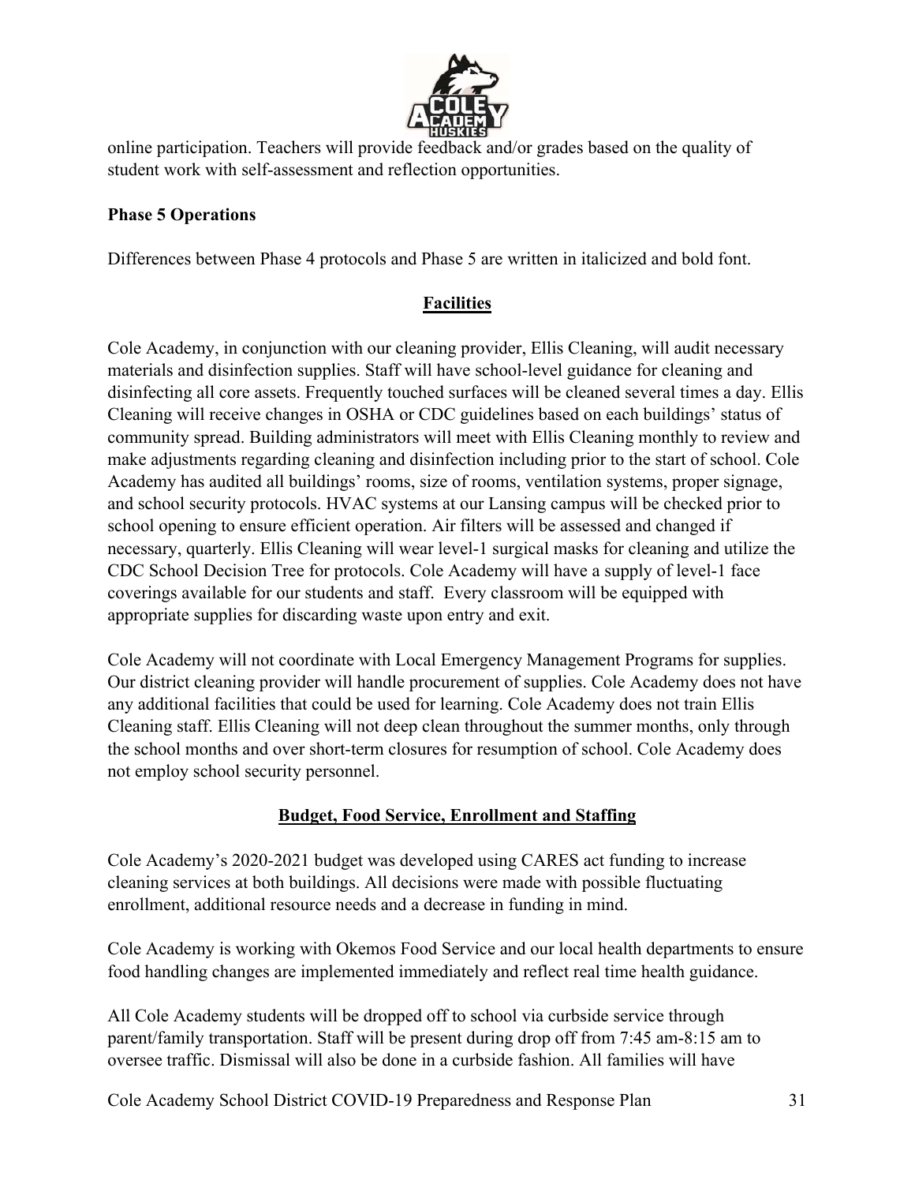online participation. Teachers will provide feedback and/or grades based on the quality of student work with self-assessment and reflection opportunities.

**Phase 5 Operations**

Differences between Phase 4 protocols and Phase 5 are written in italicized and bold font.

## Facilities

Cole Academy, in conjunction with our cleaning provider, Ellis Cleaning, will audit necessary materials and disinfection supplies. Staff will have school-level guidance for cleaning and disinfecting all core assets. Frequently touched surfaces will be cleaned several times a day. Ellis Cleaning will receive changes in OSHA or CDC guidelines based on each buildings' status of community spread. Building administrators will meet with Ellis Cleaning monthly to review and make adjustments regarding cleaning and disinfection including prior to the start of school. Cole Academy has audited all buildings' rooms, size of rooms, ventilation systems, proper signage, and school security protocols. HVAC systems at our Lansing campus will be checked prior to school opening to ensure efficient operation. Air filters will be assessed and changed if necessary, quarterly. Ellis Cleaning will wear level-1 surgical masks for cleaning and utilize the CDC School Decision Tree for protocols. Cole Academy will have a supply of level-1 face coverings available for our students and staff. Every classroom will be equipped with appropriate supplies for discarding waste upon entry and exit.

Cole Academy will not coordinate with Local Emergency Management Programs for supplies. Our district cleaning provider will handle procurement of supplies. Cole Academy does not have any additional facilities that could be used for learning. Cole Academy does not train Ellis Cleaning staff. Ellis Cleaning will not deep clean throughout the summer months, only through the school months and over short-term closures for resumption of school. Cole Academy does not employ school security personnel.

## Budget, Food Service, Enrollment and Staffing

Cole Academy's 2020-2021 budget was developed using CARES act funding to increase cleaning services at both buildings. All decisions were made with possible fluctuating enrollment, additional resource needs and a decrease in funding in mind.

Cole Academy is working with Okemos Food Service and our local health departments to ensure food handling changes are implemented immediately and reflect real time health guidance.

All Cole Academy students will be dropped off to school via curbside service through parent/family transportation. Staff will be present during drop off from 7:45 am-8:15 am to oversee traffic. Dismissal will also be done in a curbside fashion. All families will have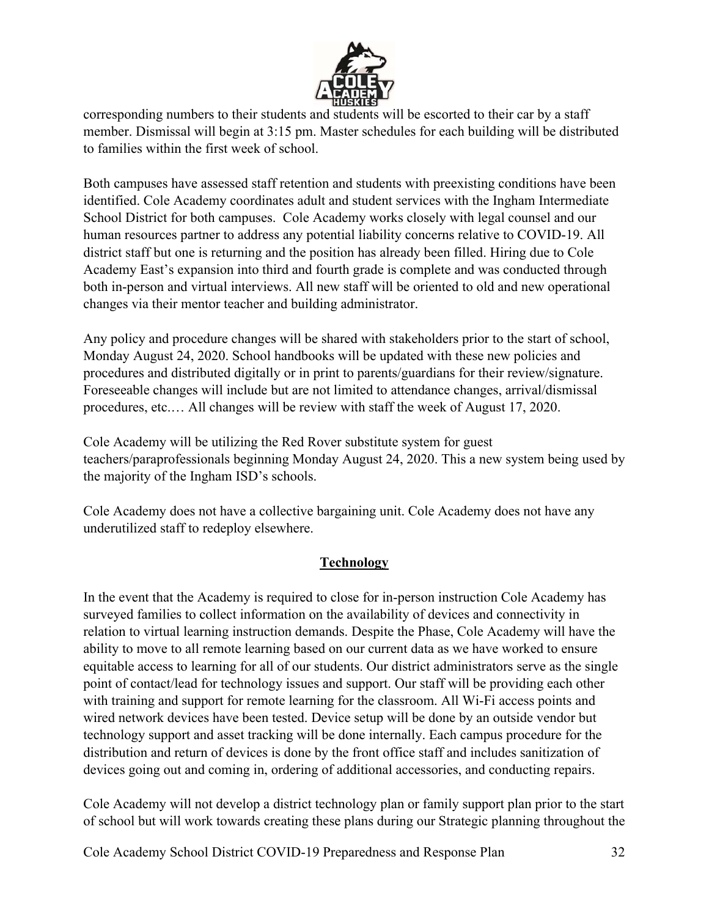corresponding numbers to their students and students will be escorted to their car by a staff member. Dismissal will begin at 3:15 pm. Master schedules for each building will be distributed to families within the first week of school.

Both campuses have assessed staff retention and students with preexisting conditions have been identified. Cole Academy coordinates adult and student services with the Ingham Intermediate School District for both campuses. Cole Academy works closely with legal counsel and our human resources partner to address any potential liability concerns relative to COVID-19. All district staff but one is returning and the position has already been filled. Hiring due to Cole Academy East's expansion into third and fourth grade is complete and was conducted through both in-person and virtual interviews. All new staff will be oriented to old and new operational changes via their mentor teacher and building administrator.

Any policy and procedure changes will be shared with stakeholders prior to the start of school, Monday August 24, 2020. School handbooks will be updated with these new policies and procedures and distributed digitally or in print to parents/guardians for their review/signature. Foreseeable changes will include but are not limited to attendance changes, arrival/dismissal procedures, etc.… All changes will be review with staff the week of August 17, 2020.

Cole Academy will be utilizing the Red Rover substitute system for guest teachers/paraprofessionals beginning Monday August 24, 2020. This a new system being used by the majority of the Ingham ISD's schools.

Cole Academy does not have a collective bargaining unit. Cole Academy does not have any underutilized staff to redeploy elsewhere.

## Technology

In the event that the Academy is required to close for in-person instruction Cole Academy has surveyed families to collect information on the availability of devices and connectivity in relation to virtual learning instruction demands. Despite the Phase, Cole Academy will have the ability to move to all remote learning based on our current data as we have worked to ensure equitable access to learning for all of our students. Our district administrators serve as the single point of contact/lead for technology issues and support. Our staff will be providing each other with training and support for remote learning for the classroom. All Wi-Fi access points and wired network devices have been tested. Device setup will be done by an outside vendor but technology support and asset tracking will be done internally. Each campus procedure for the distribution and return of devices is done by the front office staff and includes sanitization of devices going out and coming in, ordering of additional accessories, and conducting repairs.

Cole Academy will not develop a district technology plan or family support plan prior to the start of school but will work towards creating these plans during our Strategic planning throughout the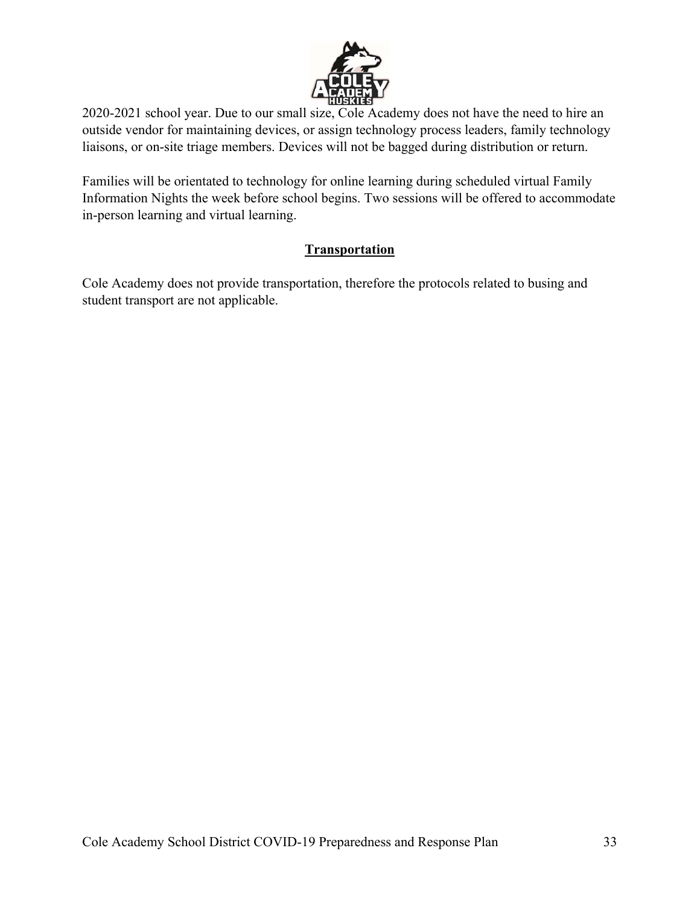2020-2021 school year. Due to our small size, Cole Academy does not have the need to hire an outside vendor for maintaining devices, or assign technology process leaders, family technology liaisons, or on-site triage members. Devices will not be bagged during distribution or return.

Families will be orientated to technology for online learning during scheduled virtual Family Information Nights the week before school begins. Two sessions will be offered to accommodate in-person learning and virtual learning.

## Transportation

Cole Academy does not provide transportation, therefore the protocols related to busing and student transport are not applicable.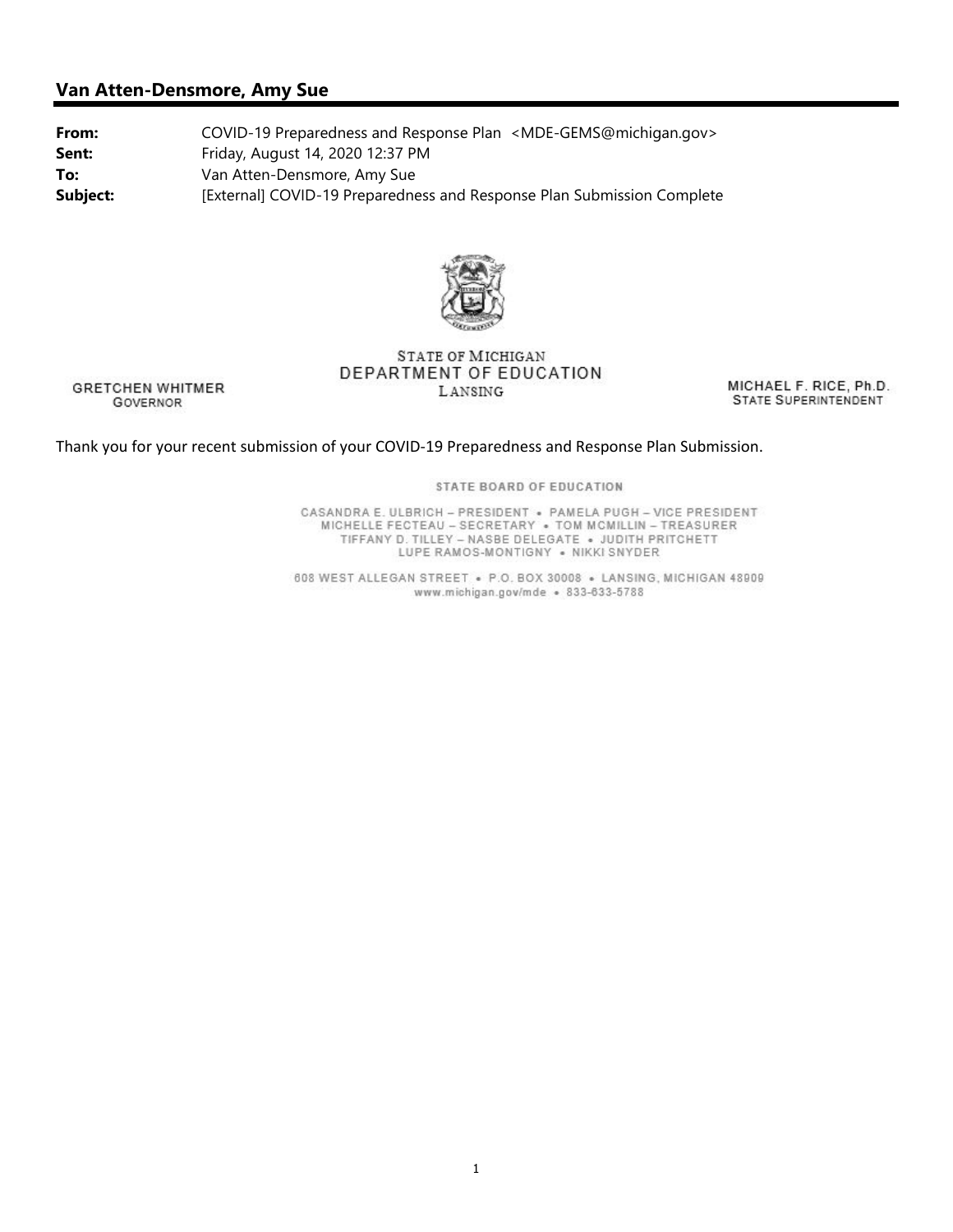## Van Atten-Densmore, Amy Sue

**From:** COVID-19 Preparedness and Response Plan <MDE-GEMS@michigan.gov>
**Sent:** Friday, August 14, 2020 12:37 PM
**To:** Van Atten-Densmore, Amy Sue
**Subject:** [External] COVID-19 Preparedness and Response Plan Submission Complete

STATE OF MICHIGAN
DEPARTMENT OF EDUCATION
LANSING

GRETCHEN WHITMER
GOVERNOR

MICHAEL F. RICE, Ph.D.
STATE SUPERINTENDENT

Thank you for your recent submission of your COVID-19 Preparedness and Response Plan Submission.

STATE BOARD OF EDUCATION

CASANDRA E. ULBRICH – PRESIDENT • PAMELA PUGH – VICE PRESIDENT
MICHELLE FECTEAU – SECRETARY • TOM MCMILLIN – TREASURER
TIFFANY D. TILLEY – NASBE DELEGATE • JUDITH PRITCHETT
LUPE RAMOS-MONTIGNY • NIKKI SNYDER

608 WEST ALLEGAN STREET • P.O. BOX 30008 • LANSING, MICHIGAN 48909
www.michigan.gov/mde • 833-633-5788